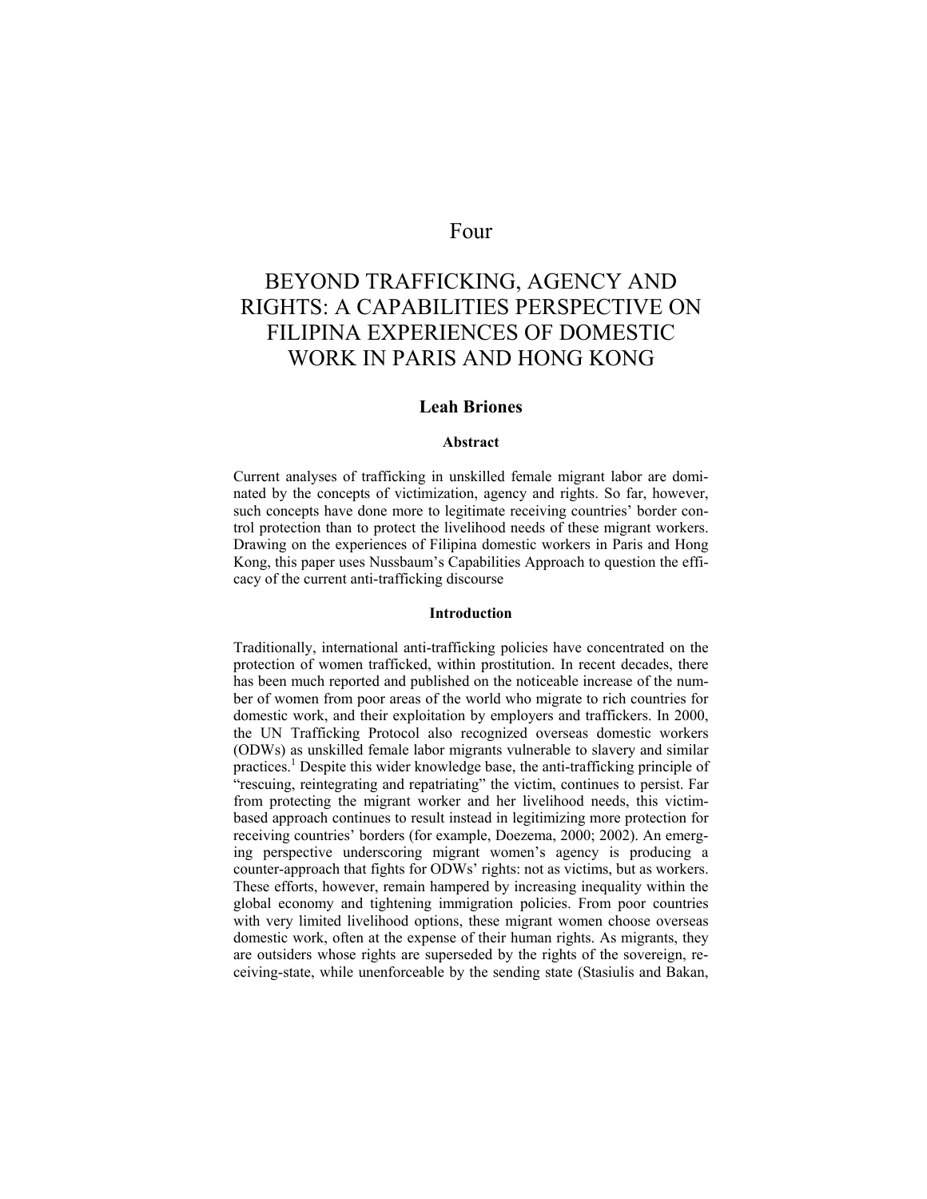# Four

# BEYOND TRAFFICKING, AGENCY AND RIGHTS: A CAPABILITIES PERSPECTIVE ON FILIPINA EXPERIENCES OF DOMESTIC WORK IN PARIS AND HONG KONG

**Leah Briones**

**Abstract**

Current analyses of trafficking in unskilled female migrant labor are dominated by the concepts of victimization, agency and rights. So far, however, such concepts have done more to legitimate receiving countries' border control protection than to protect the livelihood needs of these migrant workers. Drawing on the experiences of Filipina domestic workers in Paris and Hong Kong, this paper uses Nussbaum's Capabilities Approach to question the efficacy of the current anti-trafficking discourse

**Introduction**

Traditionally, international anti-trafficking policies have concentrated on the protection of women trafficked, within prostitution. In recent decades, there has been much reported and published on the noticeable increase of the number of women from poor areas of the world who migrate to rich countries for domestic work, and their exploitation by employers and traffickers. In 2000, the UN Trafficking Protocol also recognized overseas domestic workers (ODWs) as unskilled female labor migrants vulnerable to slavery and similar practices.[1] Despite this wider knowledge base, the anti-trafficking principle of "rescuing, reintegrating and repatriating" the victim, continues to persist. Far from protecting the migrant worker and her livelihood needs, this victim-based approach continues to result instead in legitimizing more protection for receiving countries' borders (for example, Doezema, 2000; 2002). An emerging perspective underscoring migrant women's agency is producing a counter-approach that fights for ODWs' rights: not as victims, but as workers. These efforts, however, remain hampered by increasing inequality within the global economy and tightening immigration policies. From poor countries with very limited livelihood options, these migrant women choose overseas domestic work, often at the expense of their human rights. As migrants, they are outsiders whose rights are superseded by the rights of the sovereign, receiving-state, while unenforceable by the sending state (Stasiulis and Bakan,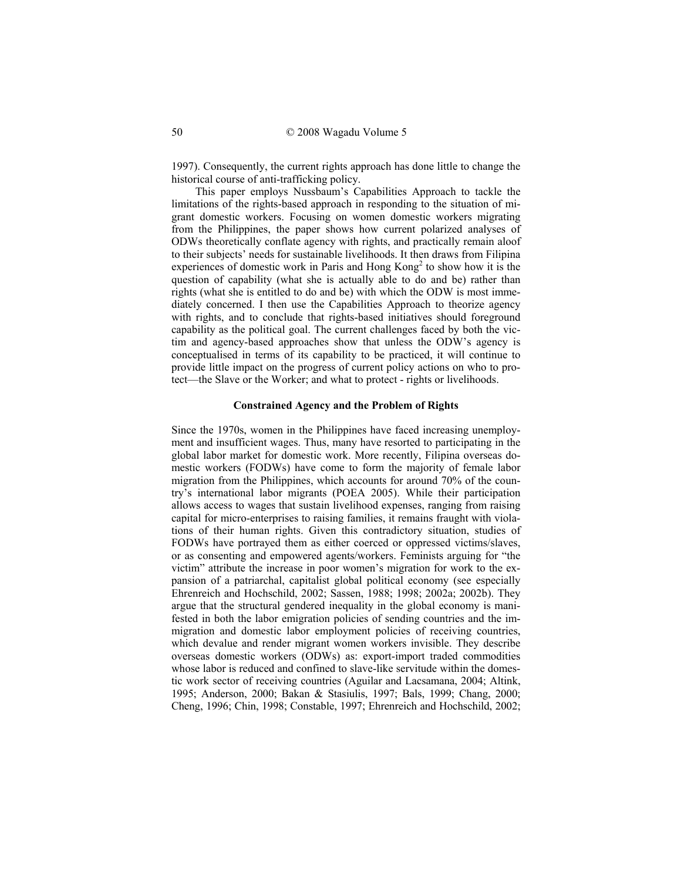1997). Consequently, the current rights approach has done little to change the historical course of anti-trafficking policy.

This paper employs Nussbaum's Capabilities Approach to tackle the limitations of the rights-based approach in responding to the situation of migrant domestic workers. Focusing on women domestic workers migrating from the Philippines, the paper shows how current polarized analyses of ODWs theoretically conflate agency with rights, and practically remain aloof to their subjects' needs for sustainable livelihoods. It then draws from Filipina experiences of domestic work in Paris and Hong Kong[2] to show how it is the question of capability (what she is actually able to do and be) rather than rights (what she is entitled to do and be) with which the ODW is most immediately concerned. I then use the Capabilities Approach to theorize agency with rights, and to conclude that rights-based initiatives should foreground capability as the political goal. The current challenges faced by both the victim and agency-based approaches show that unless the ODW's agency is conceptualised in terms of its capability to be practiced, it will continue to provide little impact on the progress of current policy actions on who to protect—the Slave or the Worker; and what to protect - rights or livelihoods.

## Constrained Agency and the Problem of Rights

Since the 1970s, women in the Philippines have faced increasing unemployment and insufficient wages. Thus, many have resorted to participating in the global labor market for domestic work. More recently, Filipina overseas domestic workers (FODWs) have come to form the majority of female labor migration from the Philippines, which accounts for around 70% of the country's international labor migrants (POEA 2005). While their participation allows access to wages that sustain livelihood expenses, ranging from raising capital for micro-enterprises to raising families, it remains fraught with violations of their human rights. Given this contradictory situation, studies of FODWs have portrayed them as either coerced or oppressed victims/slaves, or as consenting and empowered agents/workers. Feminists arguing for "the victim" attribute the increase in poor women's migration for work to the expansion of a patriarchal, capitalist global political economy (see especially Ehrenreich and Hochschild, 2002; Sassen, 1988; 1998; 2002a; 2002b). They argue that the structural gendered inequality in the global economy is manifested in both the labor emigration policies of sending countries and the immigration and domestic labor employment policies of receiving countries, which devalue and render migrant women workers invisible. They describe overseas domestic workers (ODWs) as: export-import traded commodities whose labor is reduced and confined to slave-like servitude within the domestic work sector of receiving countries (Aguilar and Lacsamana, 2004; Altink, 1995; Anderson, 2000; Bakan & Stasiulis, 1997; Bals, 1999; Chang, 2000; Cheng, 1996; Chin, 1998; Constable, 1997; Ehrenreich and Hochschild, 2002;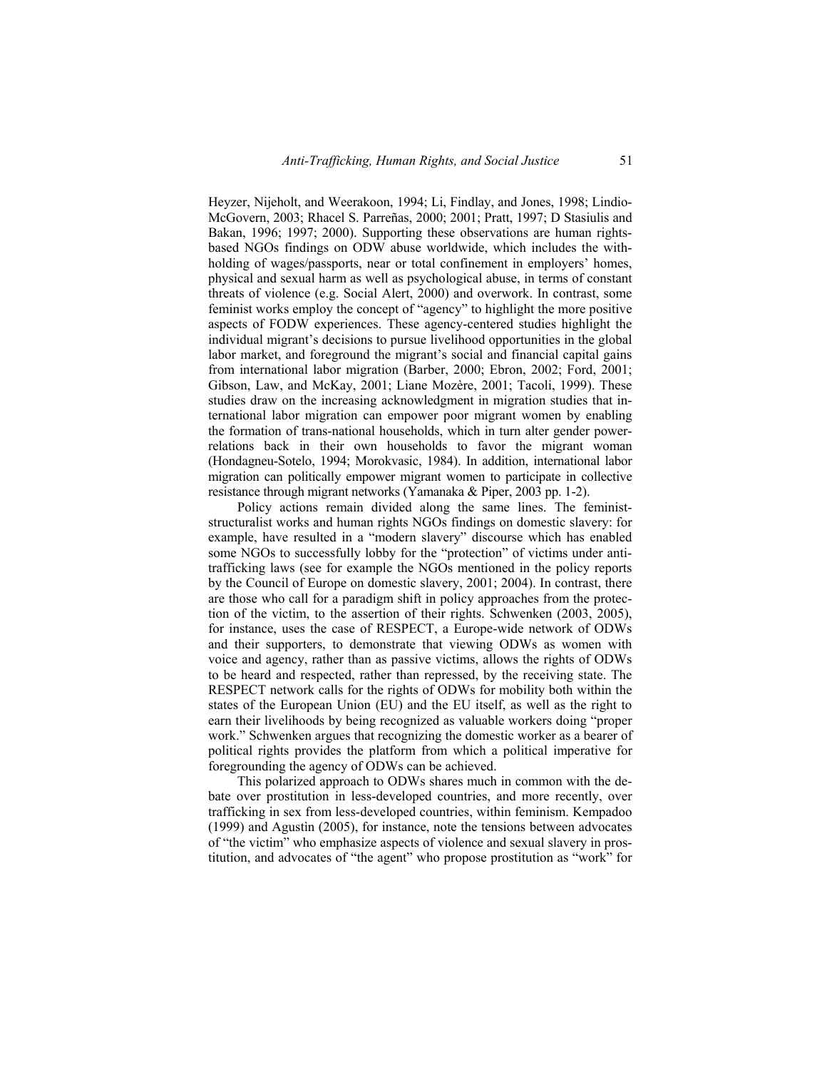Heyzer, Nijeholt, and Weerakoon, 1994; Li, Findlay, and Jones, 1998; Lindio-McGovern, 2003; Rhacel S. Parreñas, 2000; 2001; Pratt, 1997; D Stasiulis and Bakan, 1996; 1997; 2000). Supporting these observations are human rights-based NGOs findings on ODW abuse worldwide, which includes the withholding of wages/passports, near or total confinement in employers' homes, physical and sexual harm as well as psychological abuse, in terms of constant threats of violence (e.g. Social Alert, 2000) and overwork. In contrast, some feminist works employ the concept of "agency" to highlight the more positive aspects of FODW experiences. These agency-centered studies highlight the individual migrant's decisions to pursue livelihood opportunities in the global labor market, and foreground the migrant's social and financial capital gains from international labor migration (Barber, 2000; Ebron, 2002; Ford, 2001; Gibson, Law, and McKay, 2001; Liane Mozère, 2001; Tacoli, 1999). These studies draw on the increasing acknowledgment in migration studies that international labor migration can empower poor migrant women by enabling the formation of trans-national households, which in turn alter gender power-relations back in their own households to favor the migrant woman (Hondagneu-Sotelo, 1994; Morokvasic, 1984). In addition, international labor migration can politically empower migrant women to participate in collective resistance through migrant networks (Yamanaka & Piper, 2003 pp. 1-2).

Policy actions remain divided along the same lines. The feminist-structuralist works and human rights NGOs findings on domestic slavery: for example, have resulted in a "modern slavery" discourse which has enabled some NGOs to successfully lobby for the "protection" of victims under anti-trafficking laws (see for example the NGOs mentioned in the policy reports by the Council of Europe on domestic slavery, 2001; 2004). In contrast, there are those who call for a paradigm shift in policy approaches from the protection of the victim, to the assertion of their rights. Schwenken (2003, 2005), for instance, uses the case of RESPECT, a Europe-wide network of ODWs and their supporters, to demonstrate that viewing ODWs as women with voice and agency, rather than as passive victims, allows the rights of ODWs to be heard and respected, rather than repressed, by the receiving state. The RESPECT network calls for the rights of ODWs for mobility both within the states of the European Union (EU) and the EU itself, as well as the right to earn their livelihoods by being recognized as valuable workers doing "proper work." Schwenken argues that recognizing the domestic worker as a bearer of political rights provides the platform from which a political imperative for foregrounding the agency of ODWs can be achieved.

This polarized approach to ODWs shares much in common with the debate over prostitution in less-developed countries, and more recently, over trafficking in sex from less-developed countries, within feminism. Kempadoo (1999) and Agustìn (2005), for instance, note the tensions between advocates of "the victim" who emphasize aspects of violence and sexual slavery in prostitution, and advocates of "the agent" who propose prostitution as "work" for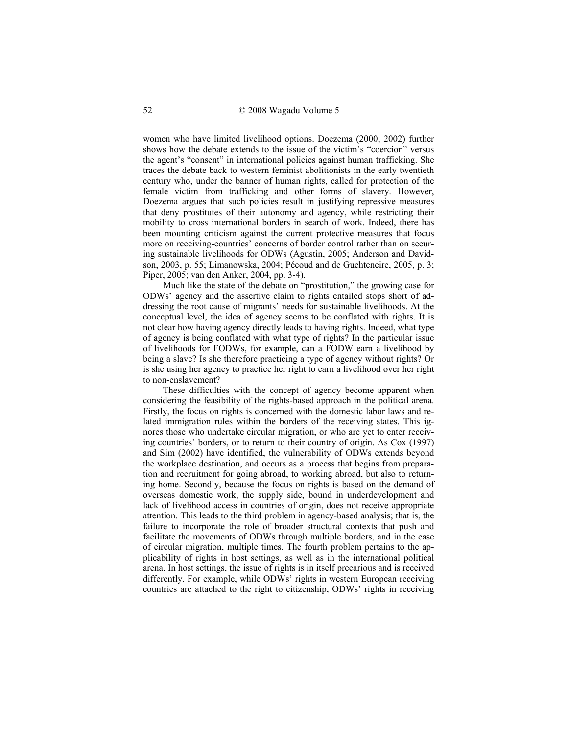women who have limited livelihood options. Doezema (2000; 2002) further shows how the debate extends to the issue of the victim's "coercion" versus the agent's "consent" in international policies against human trafficking. She traces the debate back to western feminist abolitionists in the early twentieth century who, under the banner of human rights, called for protection of the female victim from trafficking and other forms of slavery. However, Doezema argues that such policies result in justifying repressive measures that deny prostitutes of their autonomy and agency, while restricting their mobility to cross international borders in search of work. Indeed, there has been mounting criticism against the current protective measures that focus more on receiving-countries' concerns of border control rather than on securing sustainable livelihoods for ODWs (Agustìn, 2005; Anderson and Davidson, 2003, p. 55; Limanowska, 2004; Pécoud and de Guchteneire, 2005, p. 3; Piper, 2005; van den Anker, 2004, pp. 3-4).

Much like the state of the debate on "prostitution," the growing case for ODWs' agency and the assertive claim to rights entailed stops short of addressing the root cause of migrants' needs for sustainable livelihoods. At the conceptual level, the idea of agency seems to be conflated with rights. It is not clear how having agency directly leads to having rights. Indeed, what type of agency is being conflated with what type of rights? In the particular issue of livelihoods for FODWs, for example, can a FODW earn a livelihood by being a slave? Is she therefore practicing a type of agency without rights? Or is she using her agency to practice her right to earn a livelihood over her right to non-enslavement?

These difficulties with the concept of agency become apparent when considering the feasibility of the rights-based approach in the political arena. Firstly, the focus on rights is concerned with the domestic labor laws and related immigration rules within the borders of the receiving states. This ignores those who undertake circular migration, or who are yet to enter receiving countries' borders, or to return to their country of origin. As Cox (1997) and Sim (2002) have identified, the vulnerability of ODWs extends beyond the workplace destination, and occurs as a process that begins from preparation and recruitment for going abroad, to working abroad, but also to returning home. Secondly, because the focus on rights is based on the demand of overseas domestic work, the supply side, bound in underdevelopment and lack of livelihood access in countries of origin, does not receive appropriate attention. This leads to the third problem in agency-based analysis; that is, the failure to incorporate the role of broader structural contexts that push and facilitate the movements of ODWs through multiple borders, and in the case of circular migration, multiple times. The fourth problem pertains to the applicability of rights in host settings, as well as in the international political arena. In host settings, the issue of rights is in itself precarious and is received differently. For example, while ODWs' rights in western European receiving countries are attached to the right to citizenship, ODWs' rights in receiving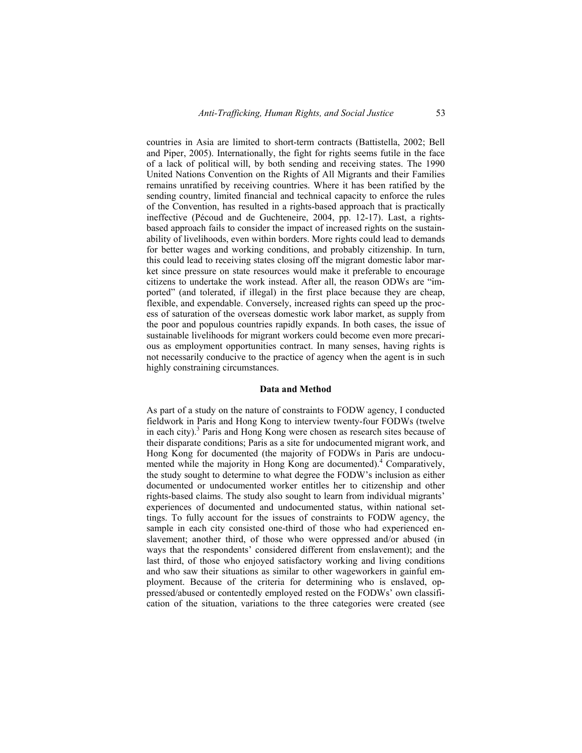countries in Asia are limited to short-term contracts (Battistella, 2002; Bell and Piper, 2005). Internationally, the fight for rights seems futile in the face of a lack of political will, by both sending and receiving states. The 1990 United Nations Convention on the Rights of All Migrants and their Families remains unratified by receiving countries. Where it has been ratified by the sending country, limited financial and technical capacity to enforce the rules of the Convention, has resulted in a rights-based approach that is practically ineffective (Pécoud and de Guchteneire, 2004, pp. 12-17). Last, a rights-based approach fails to consider the impact of increased rights on the sustainability of livelihoods, even within borders. More rights could lead to demands for better wages and working conditions, and probably citizenship. In turn, this could lead to receiving states closing off the migrant domestic labor market since pressure on state resources would make it preferable to encourage citizens to undertake the work instead. After all, the reason ODWs are "imported" (and tolerated, if illegal) in the first place because they are cheap, flexible, and expendable. Conversely, increased rights can speed up the process of saturation of the overseas domestic work labor market, as supply from the poor and populous countries rapidly expands. In both cases, the issue of sustainable livelihoods for migrant workers could become even more precarious as employment opportunities contract. In many senses, having rights is not necessarily conducive to the practice of agency when the agent is in such highly constraining circumstances.

## Data and Method

As part of a study on the nature of constraints to FODW agency, I conducted fieldwork in Paris and Hong Kong to interview twenty-four FODWs (twelve in each city).[3] Paris and Hong Kong were chosen as research sites because of their disparate conditions; Paris as a site for undocumented migrant work, and Hong Kong for documented (the majority of FODWs in Paris are undocumented while the majority in Hong Kong are documented).[4] Comparatively, the study sought to determine to what degree the FODW's inclusion as either documented or undocumented worker entitles her to citizenship and other rights-based claims. The study also sought to learn from individual migrants' experiences of documented and undocumented status, within national settings. To fully account for the issues of constraints to FODW agency, the sample in each city consisted one-third of those who had experienced enslavement; another third, of those who were oppressed and/or abused (in ways that the respondents' considered different from enslavement); and the last third, of those who enjoyed satisfactory working and living conditions and who saw their situations as similar to other wageworkers in gainful employment. Because of the criteria for determining who is enslaved, oppressed/abused or contentedly employed rested on the FODWs' own classification of the situation, variations to the three categories were created (see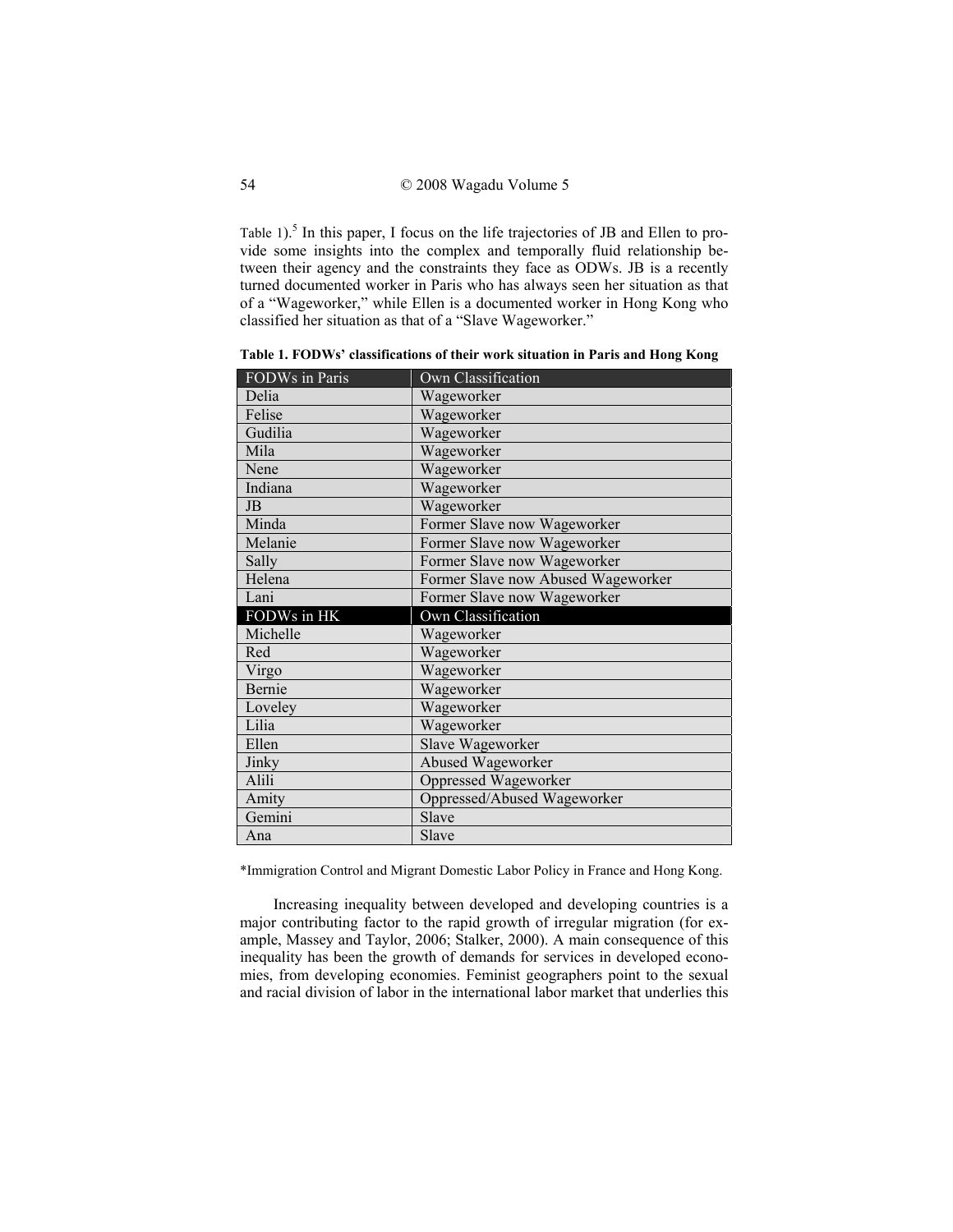Table 1).[5] In this paper, I focus on the life trajectories of JB and Ellen to provide some insights into the complex and temporally fluid relationship between their agency and the constraints they face as ODWs. JB is a recently turned documented worker in Paris who has always seen her situation as that of a "Wageworker," while Ellen is a documented worker in Hong Kong who classified her situation as that of a "Slave Wageworker."

**Table 1. FODWs' classifications of their work situation in Paris and Hong Kong**

| FODWs in Paris | Own Classification |
|---|---|
| Delia | Wageworker |
| Felise | Wageworker |
| Gudilia | Wageworker |
| Mila | Wageworker |
| Nene | Wageworker |
| Indiana | Wageworker |
| JB | Wageworker |
| Minda | Former Slave now Wageworker |
| Melanie | Former Slave now Wageworker |
| Sally | Former Slave now Wageworker |
| Helena | Former Slave now Abused Wageworker |
| Lani | Former Slave now Wageworker |
| **FODWs in HK** | **Own Classification** |
| Michelle | Wageworker |
| Red | Wageworker |
| Virgo | Wageworker |
| Bernie | Wageworker |
| Loveley | Wageworker |
| Lilia | Wageworker |
| Ellen | Slave Wageworker |
| Jinky | Abused Wageworker |
| Alili | Oppressed Wageworker |
| Amity | Oppressed/Abused Wageworker |
| Gemini | Slave |
| Ana | Slave |

*Immigration Control and Migrant Domestic Labor Policy in France and Hong Kong.

Increasing inequality between developed and developing countries is a major contributing factor to the rapid growth of irregular migration (for example, Massey and Taylor, 2006; Stalker, 2000). A main consequence of this inequality has been the growth of demands for services in developed economies, from developing economies. Feminist geographers point to the sexual and racial division of labor in the international labor market that underlies this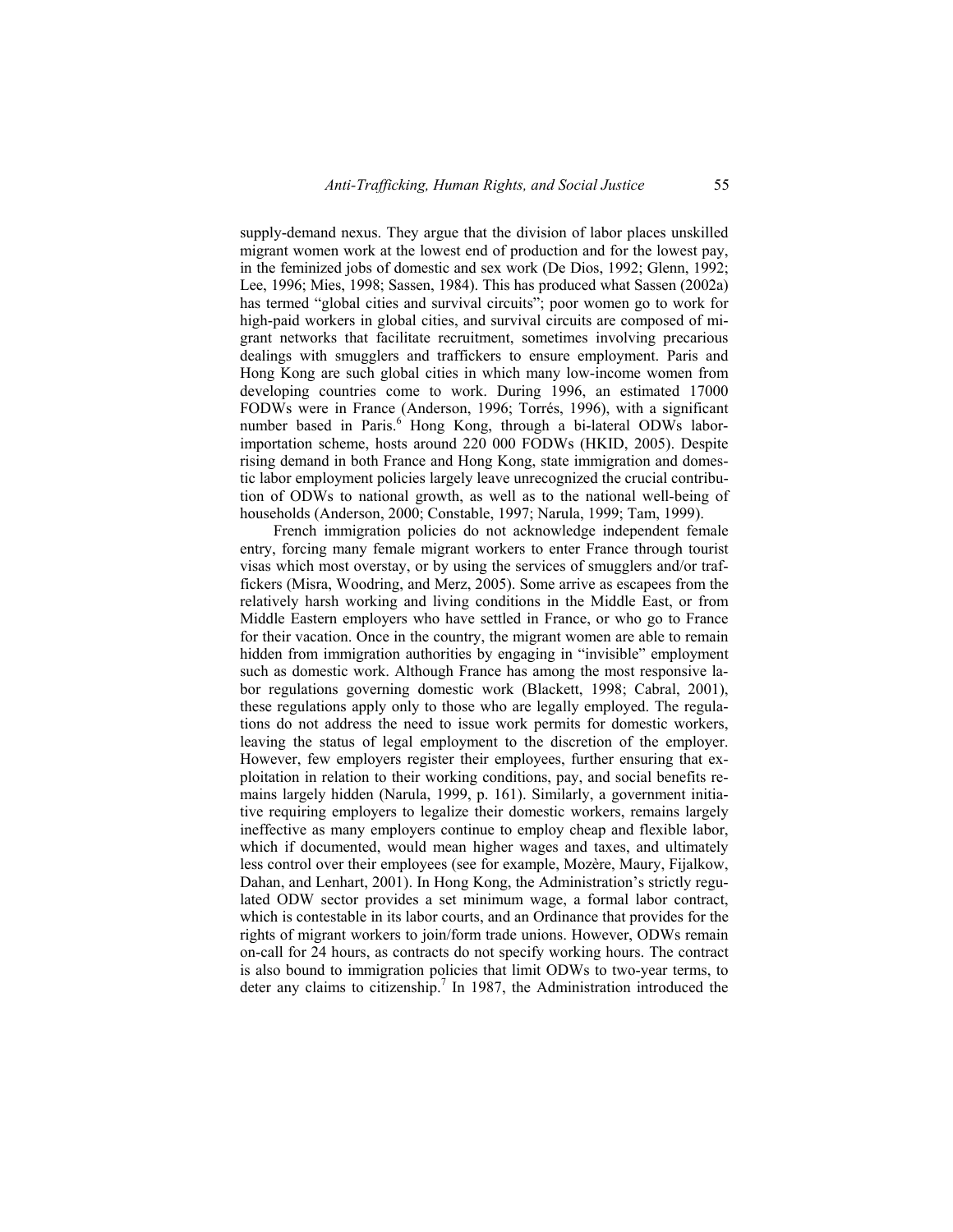supply-demand nexus. They argue that the division of labor places unskilled migrant women work at the lowest end of production and for the lowest pay, in the feminized jobs of domestic and sex work (De Dios, 1992; Glenn, 1992; Lee, 1996; Mies, 1998; Sassen, 1984). This has produced what Sassen (2002a) has termed "global cities and survival circuits"; poor women go to work for high-paid workers in global cities, and survival circuits are composed of migrant networks that facilitate recruitment, sometimes involving precarious dealings with smugglers and traffickers to ensure employment. Paris and Hong Kong are such global cities in which many low-income women from developing countries come to work. During 1996, an estimated 17000 FODWs were in France (Anderson, 1996; Torrés, 1996), with a significant number based in Paris.[6] Hong Kong, through a bi-lateral ODWs labor-importation scheme, hosts around 220 000 FODWs (HKID, 2005). Despite rising demand in both France and Hong Kong, state immigration and domestic labor employment policies largely leave unrecognized the crucial contribution of ODWs to national growth, as well as to the national well-being of households (Anderson, 2000; Constable, 1997; Narula, 1999; Tam, 1999).

French immigration policies do not acknowledge independent female entry, forcing many female migrant workers to enter France through tourist visas which most overstay, or by using the services of smugglers and/or traffickers (Misra, Woodring, and Merz, 2005). Some arrive as escapees from the relatively harsh working and living conditions in the Middle East, or from Middle Eastern employers who have settled in France, or who go to France for their vacation. Once in the country, the migrant women are able to remain hidden from immigration authorities by engaging in "invisible" employment such as domestic work. Although France has among the most responsive labor regulations governing domestic work (Blackett, 1998; Cabral, 2001), these regulations apply only to those who are legally employed. The regulations do not address the need to issue work permits for domestic workers, leaving the status of legal employment to the discretion of the employer. However, few employers register their employees, further ensuring that exploitation in relation to their working conditions, pay, and social benefits remains largely hidden (Narula, 1999, p. 161). Similarly, a government initiative requiring employers to legalize their domestic workers, remains largely ineffective as many employers continue to employ cheap and flexible labor, which if documented, would mean higher wages and taxes, and ultimately less control over their employees (see for example, Mozère, Maury, Fijalkow, Dahan, and Lenhart, 2001). In Hong Kong, the Administration's strictly regulated ODW sector provides a set minimum wage, a formal labor contract, which is contestable in its labor courts, and an Ordinance that provides for the rights of migrant workers to join/form trade unions. However, ODWs remain on-call for 24 hours, as contracts do not specify working hours. The contract is also bound to immigration policies that limit ODWs to two-year terms, to deter any claims to citizenship.[7] In 1987, the Administration introduced the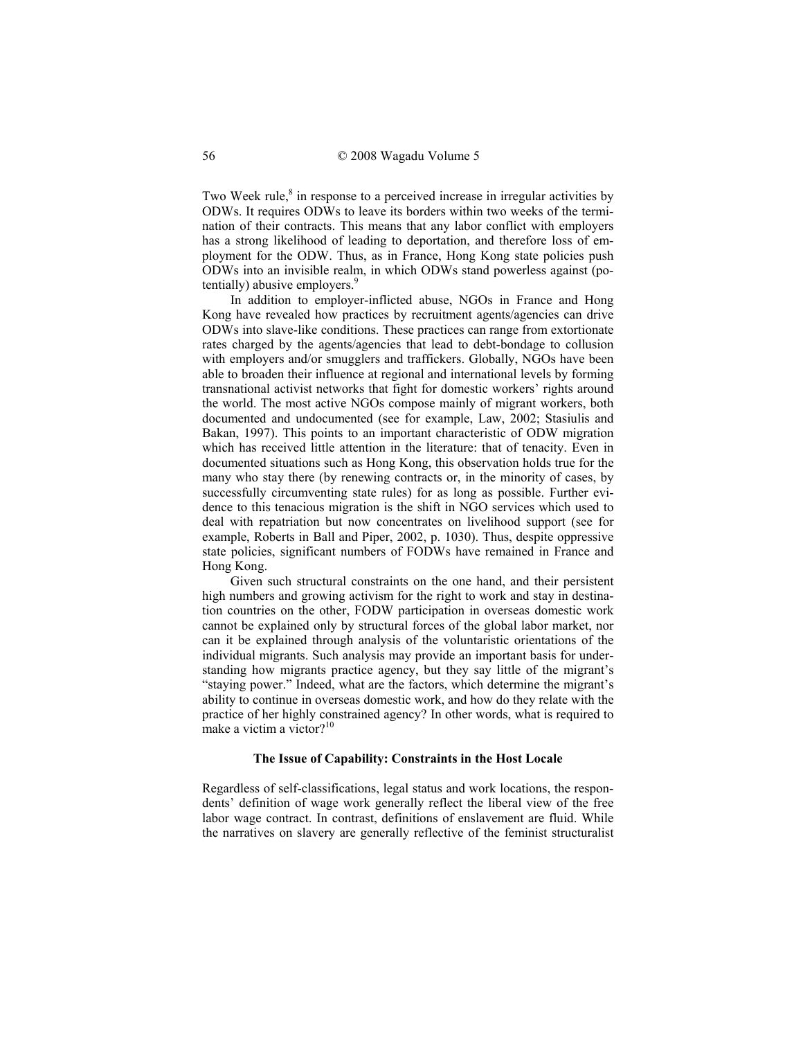Two Week rule,[8] in response to a perceived increase in irregular activities by ODWs. It requires ODWs to leave its borders within two weeks of the termination of their contracts. This means that any labor conflict with employers has a strong likelihood of leading to deportation, and therefore loss of employment for the ODW. Thus, as in France, Hong Kong state policies push ODWs into an invisible realm, in which ODWs stand powerless against (potentially) abusive employers.[9]

In addition to employer-inflicted abuse, NGOs in France and Hong Kong have revealed how practices by recruitment agents/agencies can drive ODWs into slave-like conditions. These practices can range from extortionate rates charged by the agents/agencies that lead to debt-bondage to collusion with employers and/or smugglers and traffickers. Globally, NGOs have been able to broaden their influence at regional and international levels by forming transnational activist networks that fight for domestic workers' rights around the world. The most active NGOs compose mainly of migrant workers, both documented and undocumented (see for example, Law, 2002; Stasiulis and Bakan, 1997). This points to an important characteristic of ODW migration which has received little attention in the literature: that of tenacity. Even in documented situations such as Hong Kong, this observation holds true for the many who stay there (by renewing contracts or, in the minority of cases, by successfully circumventing state rules) for as long as possible. Further evidence to this tenacious migration is the shift in NGO services which used to deal with repatriation but now concentrates on livelihood support (see for example, Roberts in Ball and Piper, 2002, p. 1030). Thus, despite oppressive state policies, significant numbers of FODWs have remained in France and Hong Kong.

Given such structural constraints on the one hand, and their persistent high numbers and growing activism for the right to work and stay in destination countries on the other, FODW participation in overseas domestic work cannot be explained only by structural forces of the global labor market, nor can it be explained through analysis of the voluntaristic orientations of the individual migrants. Such analysis may provide an important basis for understanding how migrants practice agency, but they say little of the migrant's "staying power." Indeed, what are the factors, which determine the migrant's ability to continue in overseas domestic work, and how do they relate with the practice of her highly constrained agency? In other words, what is required to make a victim a victor?[10]

### The Issue of Capability: Constraints in the Host Locale

Regardless of self-classifications, legal status and work locations, the respondents' definition of wage work generally reflect the liberal view of the free labor wage contract. In contrast, definitions of enslavement are fluid. While the narratives on slavery are generally reflective of the feminist structuralist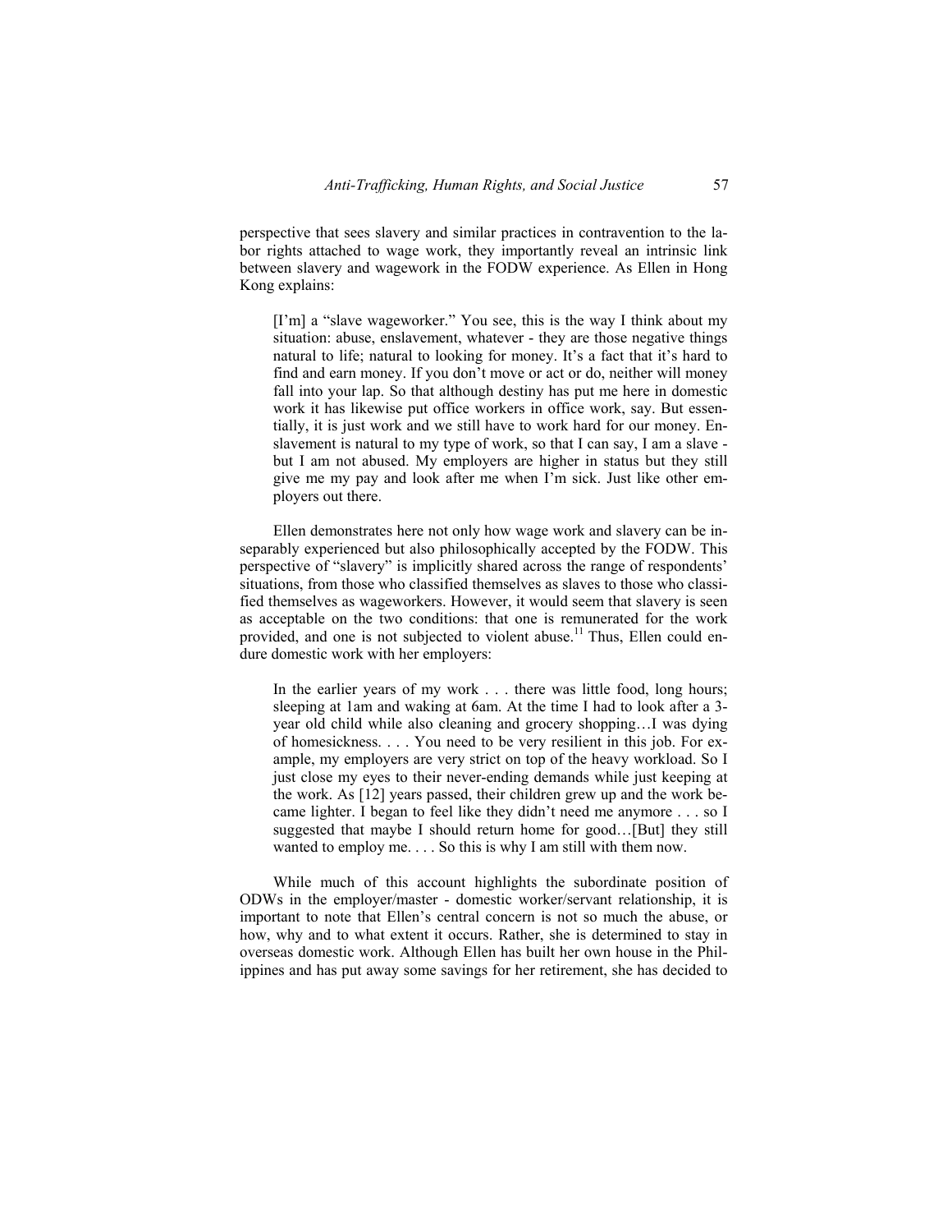perspective that sees slavery and similar practices in contravention to the labor rights attached to wage work, they importantly reveal an intrinsic link between slavery and wagework in the FODW experience. As Ellen in Hong Kong explains:

> [I'm] a "slave wageworker." You see, this is the way I think about my situation: abuse, enslavement, whatever - they are those negative things natural to life; natural to looking for money. It's a fact that it's hard to find and earn money. If you don't move or act or do, neither will money fall into your lap. So that although destiny has put me here in domestic work it has likewise put office workers in office work, say. But essentially, it is just work and we still have to work hard for our money. Enslavement is natural to my type of work, so that I can say, I am a slave - but I am not abused. My employers are higher in status but they still give me my pay and look after me when I'm sick. Just like other employers out there.

Ellen demonstrates here not only how wage work and slavery can be inseparably experienced but also philosophically accepted by the FODW. This perspective of "slavery" is implicitly shared across the range of respondents' situations, from those who classified themselves as slaves to those who classified themselves as wageworkers. However, it would seem that slavery is seen as acceptable on the two conditions: that one is remunerated for the work provided, and one is not subjected to violent abuse.[11] Thus, Ellen could endure domestic work with her employers:

> In the earlier years of my work . . . there was little food, long hours; sleeping at 1am and waking at 6am. At the time I had to look after a 3-year old child while also cleaning and grocery shopping…I was dying of homesickness. . . . You need to be very resilient in this job. For example, my employers are very strict on top of the heavy workload. So I just close my eyes to their never-ending demands while just keeping at the work. As [12] years passed, their children grew up and the work became lighter. I began to feel like they didn't need me anymore . . . so I suggested that maybe I should return home for good…[But] they still wanted to employ me. . . . So this is why I am still with them now.

While much of this account highlights the subordinate position of ODWs in the employer/master - domestic worker/servant relationship, it is important to note that Ellen's central concern is not so much the abuse, or how, why and to what extent it occurs. Rather, she is determined to stay in overseas domestic work. Although Ellen has built her own house in the Philippines and has put away some savings for her retirement, she has decided to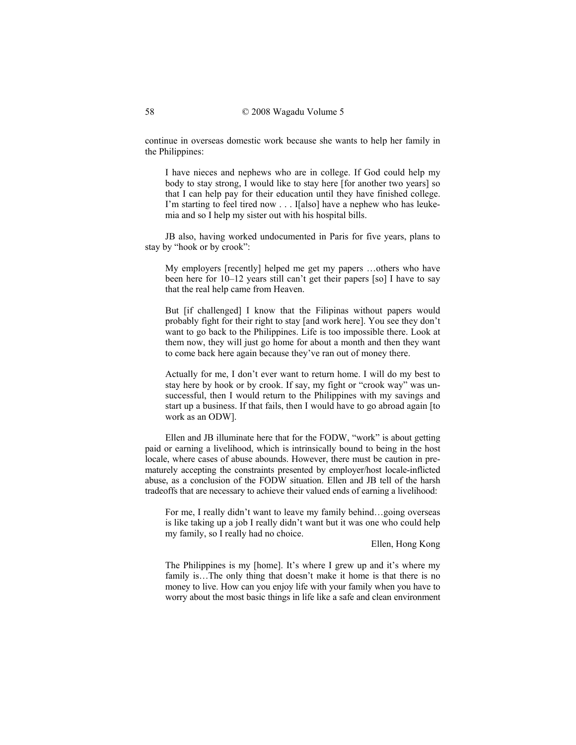continue in overseas domestic work because she wants to help her family in the Philippines:

> I have nieces and nephews who are in college. If God could help my body to stay strong, I would like to stay here [for another two years] so that I can help pay for their education until they have finished college. I'm starting to feel tired now . . . I[also] have a nephew who has leukemia and so I help my sister out with his hospital bills.

JB also, having worked undocumented in Paris for five years, plans to stay by "hook or by crook":

> My employers [recently] helped me get my papers …others who have been here for 10–12 years still can't get their papers [so] I have to say that the real help came from Heaven.
>
> But [if challenged] I know that the Filipinas without papers would probably fight for their right to stay [and work here]. You see they don't want to go back to the Philippines. Life is too impossible there. Look at them now, they will just go home for about a month and then they want to come back here again because they've ran out of money there.
>
> Actually for me, I don't ever want to return home. I will do my best to stay here by hook or by crook. If say, my fight or "crook way" was unsuccessful, then I would return to the Philippines with my savings and start up a business. If that fails, then I would have to go abroad again [to work as an ODW].

Ellen and JB illuminate here that for the FODW, "work" is about getting paid or earning a livelihood, which is intrinsically bound to being in the host locale, where cases of abuse abounds. However, there must be caution in prematurely accepting the constraints presented by employer/host locale-inflicted abuse, as a conclusion of the FODW situation. Ellen and JB tell of the harsh tradeoffs that are necessary to achieve their valued ends of earning a livelihood:

> For me, I really didn't want to leave my family behind…going overseas is like taking up a job I really didn't want but it was one who could help my family, so I really had no choice.
>
> Ellen, Hong Kong

> The Philippines is my [home]. It's where I grew up and it's where my family is…The only thing that doesn't make it home is that there is no money to live. How can you enjoy life with your family when you have to worry about the most basic things in life like a safe and clean environment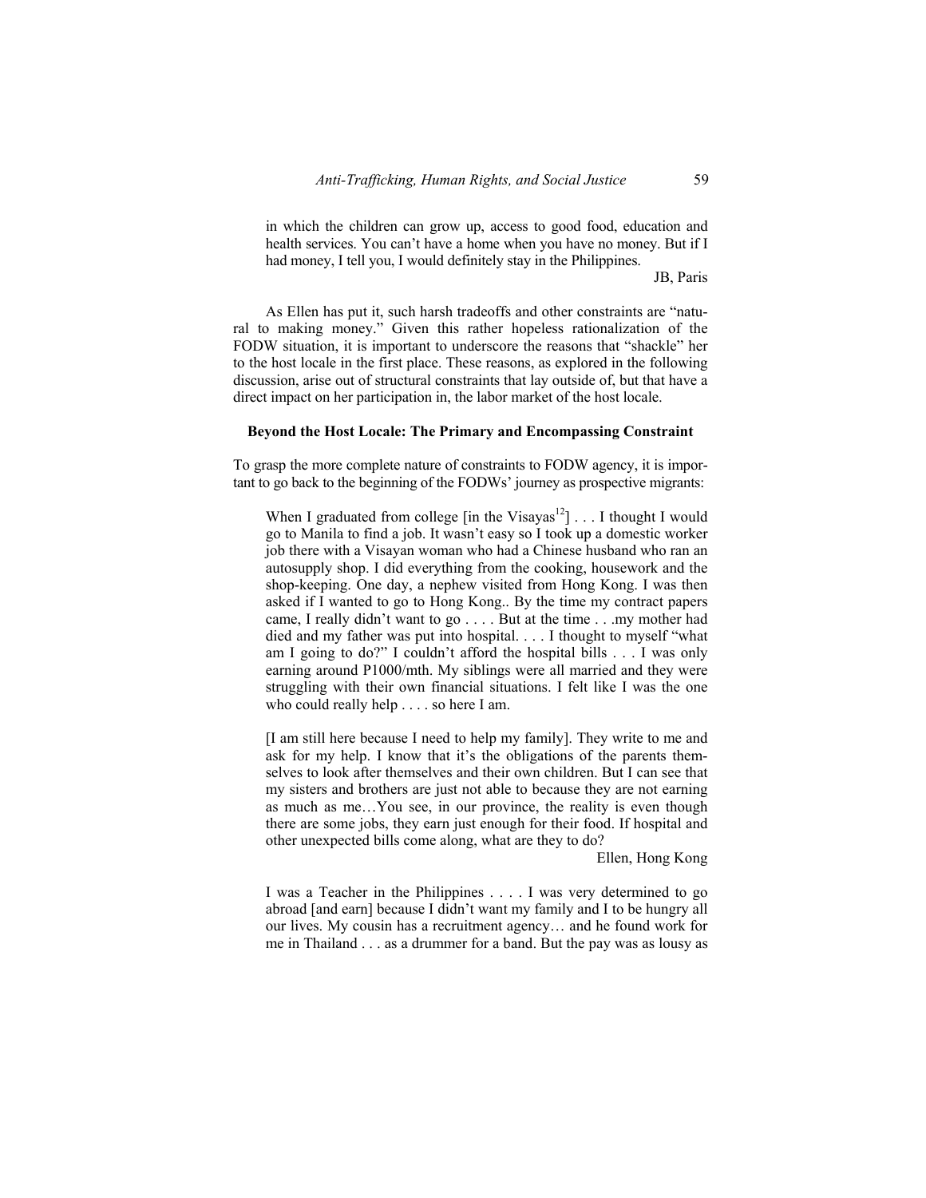> in which the children can grow up, access to good food, education and health services. You can't have a home when you have no money. But if I had money, I tell you, I would definitely stay in the Philippines.
>
> JB, Paris

As Ellen has put it, such harsh tradeoffs and other constraints are "natural to making money." Given this rather hopeless rationalization of the FODW situation, it is important to underscore the reasons that "shackle" her to the host locale in the first place. These reasons, as explored in the following discussion, arise out of structural constraints that lay outside of, but that have a direct impact on her participation in, the labor market of the host locale.

### Beyond the Host Locale: The Primary and Encompassing Constraint

To grasp the more complete nature of constraints to FODW agency, it is important to go back to the beginning of the FODWs' journey as prospective migrants:

> When I graduated from college [in the Visayas[12]] . . . I thought I would go to Manila to find a job. It wasn't easy so I took up a domestic worker job there with a Visayan woman who had a Chinese husband who ran an autosupply shop. I did everything from the cooking, housework and the shop-keeping. One day, a nephew visited from Hong Kong. I was then asked if I wanted to go to Hong Kong.. By the time my contract papers came, I really didn't want to go . . . . But at the time . . .my mother had died and my father was put into hospital. . . . I thought to myself "what am I going to do?" I couldn't afford the hospital bills . . . I was only earning around P1000/mth. My siblings were all married and they were struggling with their own financial situations. I felt like I was the one who could really help . . . . so here I am.
>
> [I am still here because I need to help my family]. They write to me and ask for my help. I know that it's the obligations of the parents themselves to look after themselves and their own children. But I can see that my sisters and brothers are just not able to because they are not earning as much as me…You see, in our province, the reality is even though there are some jobs, they earn just enough for their food. If hospital and other unexpected bills come along, what are they to do?
>
> Ellen, Hong Kong

> I was a Teacher in the Philippines . . . . I was very determined to go abroad [and earn] because I didn't want my family and I to be hungry all our lives. My cousin has a recruitment agency… and he found work for me in Thailand . . . as a drummer for a band. But the pay was as lousy as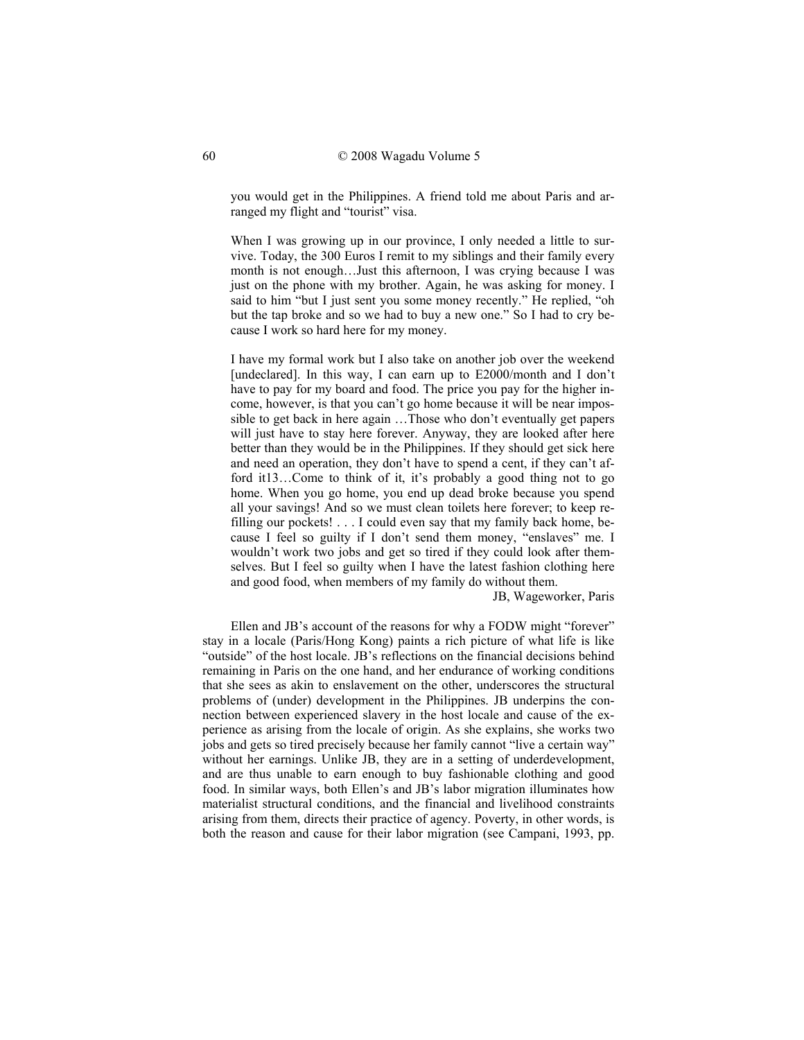> you would get in the Philippines. A friend told me about Paris and arranged my flight and "tourist" visa.
>
> When I was growing up in our province, I only needed a little to survive. Today, the 300 Euros I remit to my siblings and their family every month is not enough…Just this afternoon, I was crying because I was just on the phone with my brother. Again, he was asking for money. I said to him "but I just sent you some money recently." He replied, "oh but the tap broke and so we had to buy a new one." So I had to cry because I work so hard here for my money.
>
> I have my formal work but I also take on another job over the weekend [undeclared]. In this way, I can earn up to E2000/month and I don't have to pay for my board and food. The price you pay for the higher income, however, is that you can't go home because it will be near impossible to get back in here again …Those who don't eventually get papers will just have to stay here forever. Anyway, they are looked after here better than they would be in the Philippines. If they should get sick here and need an operation, they don't have to spend a cent, if they can't afford it13…Come to think of it, it's probably a good thing not to go home. When you go home, you end up dead broke because you spend all your savings! And so we must clean toilets here forever; to keep refilling our pockets! . . . I could even say that my family back home, because I feel so guilty if I don't send them money, "enslaves" me. I wouldn't work two jobs and get so tired if they could look after themselves. But I feel so guilty when I have the latest fashion clothing here and good food, when members of my family do without them.
>
> JB, Wageworker, Paris

Ellen and JB's account of the reasons for why a FODW might "forever" stay in a locale (Paris/Hong Kong) paints a rich picture of what life is like "outside" of the host locale. JB's reflections on the financial decisions behind remaining in Paris on the one hand, and her endurance of working conditions that she sees as akin to enslavement on the other, underscores the structural problems of (under) development in the Philippines. JB underpins the connection between experienced slavery in the host locale and cause of the experience as arising from the locale of origin. As she explains, she works two jobs and gets so tired precisely because her family cannot "live a certain way" without her earnings. Unlike JB, they are in a setting of underdevelopment, and are thus unable to earn enough to buy fashionable clothing and good food. In similar ways, both Ellen's and JB's labor migration illuminates how materialist structural conditions, and the financial and livelihood constraints arising from them, directs their practice of agency. Poverty, in other words, is both the reason and cause for their labor migration (see Campani, 1993, pp.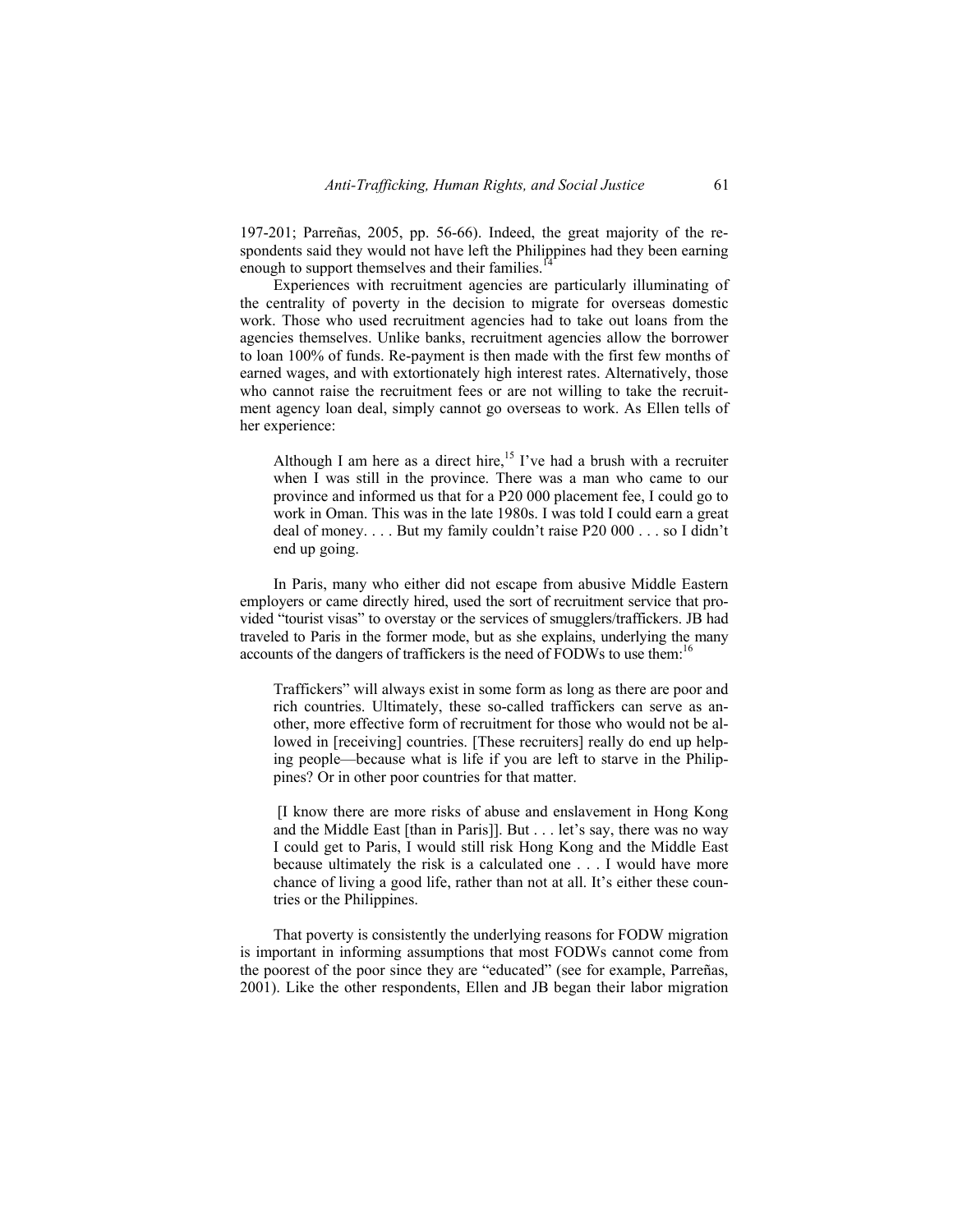197-201; Parreñas, 2005, pp. 56-66). Indeed, the great majority of the respondents said they would not have left the Philippines had they been earning enough to support themselves and their families.[14]

Experiences with recruitment agencies are particularly illuminating of the centrality of poverty in the decision to migrate for overseas domestic work. Those who used recruitment agencies had to take out loans from the agencies themselves. Unlike banks, recruitment agencies allow the borrower to loan 100% of funds. Re-payment is then made with the first few months of earned wages, and with extortionately high interest rates. Alternatively, those who cannot raise the recruitment fees or are not willing to take the recruitment agency loan deal, simply cannot go overseas to work. As Ellen tells of her experience:

> Although I am here as a direct hire,[15] I've had a brush with a recruiter when I was still in the province. There was a man who came to our province and informed us that for a P20 000 placement fee, I could go to work in Oman. This was in the late 1980s. I was told I could earn a great deal of money. . . . But my family couldn't raise P20 000 . . . so I didn't end up going.

In Paris, many who either did not escape from abusive Middle Eastern employers or came directly hired, used the sort of recruitment service that provided "tourist visas" to overstay or the services of smugglers/traffickers. JB had traveled to Paris in the former mode, but as she explains, underlying the many accounts of the dangers of traffickers is the need of FODWs to use them:[16]

> Traffickers" will always exist in some form as long as there are poor and rich countries. Ultimately, these so-called traffickers can serve as another, more effective form of recruitment for those who would not be allowed in [receiving] countries. [These recruiters] really do end up helping people—because what is life if you are left to starve in the Philippines? Or in other poor countries for that matter.
>
> [I know there are more risks of abuse and enslavement in Hong Kong and the Middle East [than in Paris]]. But . . . let's say, there was no way I could get to Paris, I would still risk Hong Kong and the Middle East because ultimately the risk is a calculated one . . . I would have more chance of living a good life, rather than not at all. It's either these countries or the Philippines.

That poverty is consistently the underlying reasons for FODW migration is important in informing assumptions that most FODWs cannot come from the poorest of the poor since they are "educated" (see for example, Parreñas, 2001). Like the other respondents, Ellen and JB began their labor migration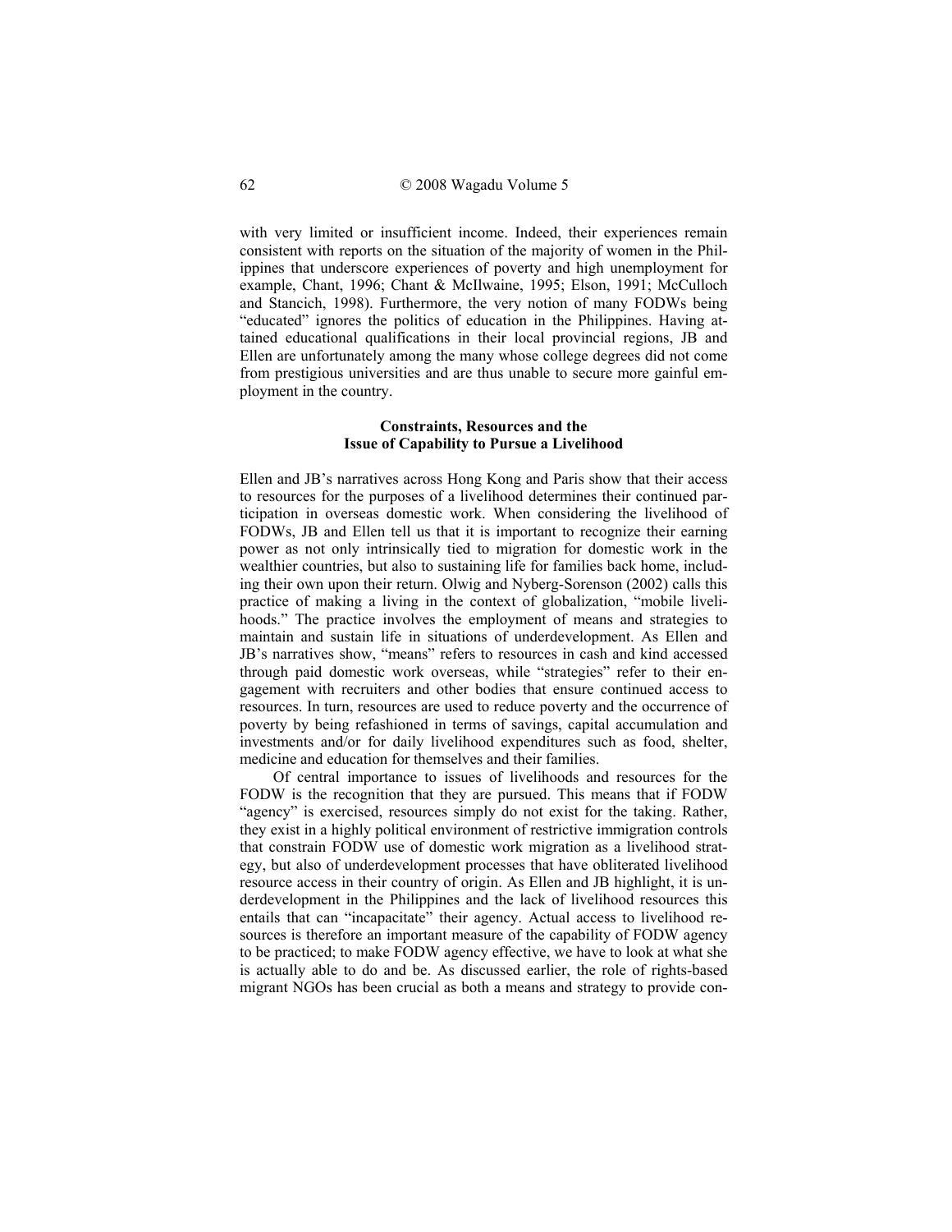with very limited or insufficient income. Indeed, their experiences remain consistent with reports on the situation of the majority of women in the Philippines that underscore experiences of poverty and high unemployment for example, Chant, 1996; Chant & McIlwaine, 1995; Elson, 1991; McCulloch and Stancich, 1998). Furthermore, the very notion of many FODWs being "educated" ignores the politics of education in the Philippines. Having attained educational qualifications in their local provincial regions, JB and Ellen are unfortunately among the many whose college degrees did not come from prestigious universities and are thus unable to secure more gainful employment in the country.

### Constraints, Resources and the Issue of Capability to Pursue a Livelihood

Ellen and JB's narratives across Hong Kong and Paris show that their access to resources for the purposes of a livelihood determines their continued participation in overseas domestic work. When considering the livelihood of FODWs, JB and Ellen tell us that it is important to recognize their earning power as not only intrinsically tied to migration for domestic work in the wealthier countries, but also to sustaining life for families back home, including their own upon their return. Olwig and Nyberg-Sorenson (2002) calls this practice of making a living in the context of globalization, "mobile livelihoods." The practice involves the employment of means and strategies to maintain and sustain life in situations of underdevelopment. As Ellen and JB's narratives show, "means" refers to resources in cash and kind accessed through paid domestic work overseas, while "strategies" refer to their engagement with recruiters and other bodies that ensure continued access to resources. In turn, resources are used to reduce poverty and the occurrence of poverty by being refashioned in terms of savings, capital accumulation and investments and/or for daily livelihood expenditures such as food, shelter, medicine and education for themselves and their families.

Of central importance to issues of livelihoods and resources for the FODW is the recognition that they are pursued. This means that if FODW "agency" is exercised, resources simply do not exist for the taking. Rather, they exist in a highly political environment of restrictive immigration controls that constrain FODW use of domestic work migration as a livelihood strategy, but also of underdevelopment processes that have obliterated livelihood resource access in their country of origin. As Ellen and JB highlight, it is underdevelopment in the Philippines and the lack of livelihood resources this entails that can "incapacitate" their agency. Actual access to livelihood resources is therefore an important measure of the capability of FODW agency to be practiced; to make FODW agency effective, we have to look at what she is actually able to do and be. As discussed earlier, the role of rights-based migrant NGOs has been crucial as both a means and strategy to provide con-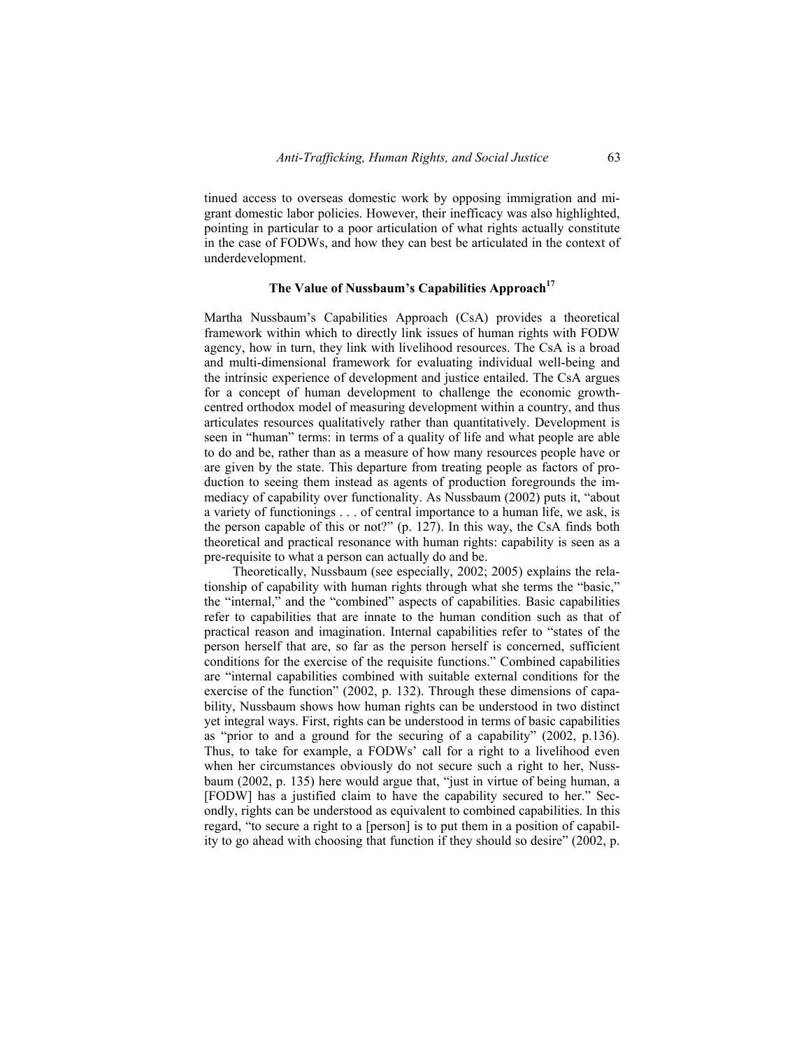tinued access to overseas domestic work by opposing immigration and migrant domestic labor policies. However, their inefficacy was also highlighted, pointing in particular to a poor articulation of what rights actually constitute in the case of FODWs, and how they can best be articulated in the context of underdevelopment.

### The Value of Nussbaum's Capabilities Approach[17]

Martha Nussbaum's Capabilities Approach (CsA) provides a theoretical framework within which to directly link issues of human rights with FODW agency, how in turn, they link with livelihood resources. The CsA is a broad and multi-dimensional framework for evaluating individual well-being and the intrinsic experience of development and justice entailed. The CsA argues for a concept of human development to challenge the economic growth-centred orthodox model of measuring development within a country, and thus articulates resources qualitatively rather than quantitatively. Development is seen in "human" terms: in terms of a quality of life and what people are able to do and be, rather than as a measure of how many resources people have or are given by the state. This departure from treating people as factors of production to seeing them instead as agents of production foregrounds the immediacy of capability over functionality. As Nussbaum (2002) puts it, "about a variety of functionings . . . of central importance to a human life, we ask, is the person capable of this or not?" (p. 127). In this way, the CsA finds both theoretical and practical resonance with human rights: capability is seen as a pre-requisite to what a person can actually do and be.

Theoretically, Nussbaum (see especially, 2002; 2005) explains the relationship of capability with human rights through what she terms the "basic," the "internal," and the "combined" aspects of capabilities. Basic capabilities refer to capabilities that are innate to the human condition such as that of practical reason and imagination. Internal capabilities refer to "states of the person herself that are, so far as the person herself is concerned, sufficient conditions for the exercise of the requisite functions." Combined capabilities are "internal capabilities combined with suitable external conditions for the exercise of the function" (2002, p. 132). Through these dimensions of capability, Nussbaum shows how human rights can be understood in two distinct yet integral ways. First, rights can be understood in terms of basic capabilities as "prior to and a ground for the securing of a capability" (2002, p.136). Thus, to take for example, a FODWs' call for a right to a livelihood even when her circumstances obviously do not secure such a right to her, Nussbaum (2002, p. 135) here would argue that, "just in virtue of being human, a [FODW] has a justified claim to have the capability secured to her." Secondly, rights can be understood as equivalent to combined capabilities. In this regard, "to secure a right to a [person] is to put them in a position of capability to go ahead with choosing that function if they should so desire" (2002, p.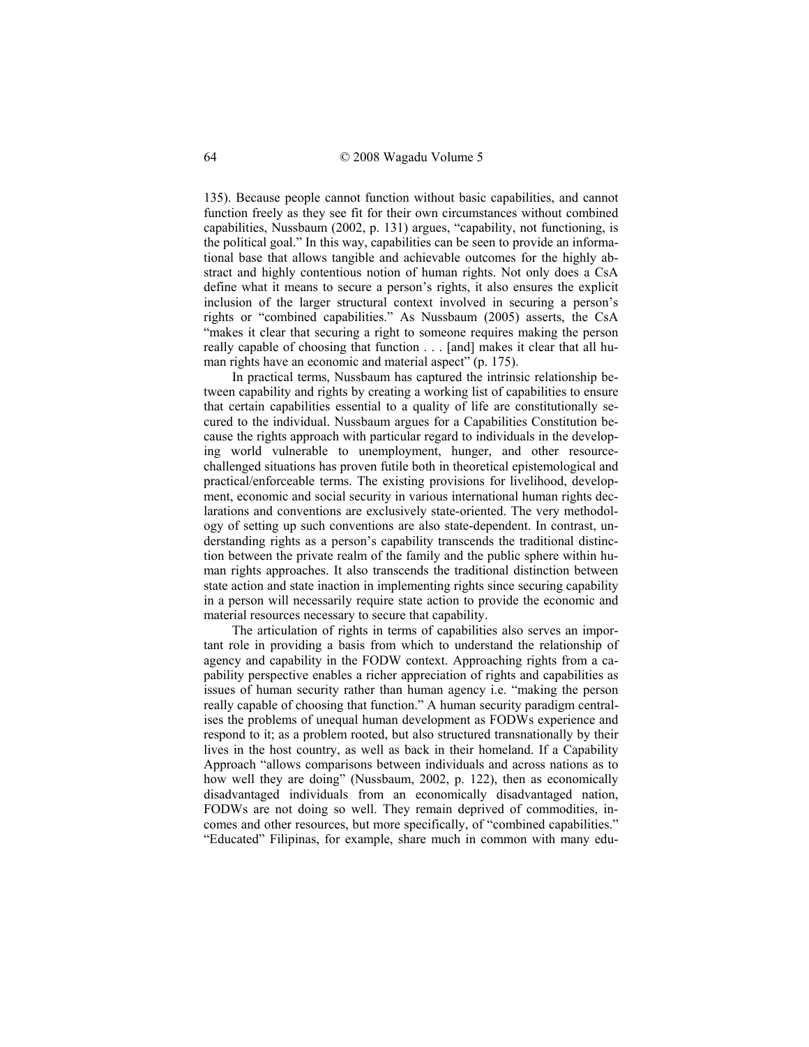135). Because people cannot function without basic capabilities, and cannot function freely as they see fit for their own circumstances without combined capabilities, Nussbaum (2002, p. 131) argues, "capability, not functioning, is the political goal." In this way, capabilities can be seen to provide an informational base that allows tangible and achievable outcomes for the highly abstract and highly contentious notion of human rights. Not only does a CsA define what it means to secure a person's rights, it also ensures the explicit inclusion of the larger structural context involved in securing a person's rights or "combined capabilities." As Nussbaum (2005) asserts, the CsA "makes it clear that securing a right to someone requires making the person really capable of choosing that function . . . [and] makes it clear that all human rights have an economic and material aspect" (p. 175).

In practical terms, Nussbaum has captured the intrinsic relationship between capability and rights by creating a working list of capabilities to ensure that certain capabilities essential to a quality of life are constitutionally secured to the individual. Nussbaum argues for a Capabilities Constitution because the rights approach with particular regard to individuals in the developing world vulnerable to unemployment, hunger, and other resource-challenged situations has proven futile both in theoretical epistemological and practical/enforceable terms. The existing provisions for livelihood, development, economic and social security in various international human rights declarations and conventions are exclusively state-oriented. The very methodology of setting up such conventions are also state-dependent. In contrast, understanding rights as a person's capability transcends the traditional distinction between the private realm of the family and the public sphere within human rights approaches. It also transcends the traditional distinction between state action and state inaction in implementing rights since securing capability in a person will necessarily require state action to provide the economic and material resources necessary to secure that capability.

The articulation of rights in terms of capabilities also serves an important role in providing a basis from which to understand the relationship of agency and capability in the FODW context. Approaching rights from a capability perspective enables a richer appreciation of rights and capabilities as issues of human security rather than human agency i.e. "making the person really capable of choosing that function." A human security paradigm centralises the problems of unequal human development as FODWs experience and respond to it; as a problem rooted, but also structured transnationally by their lives in the host country, as well as back in their homeland. If a Capability Approach "allows comparisons between individuals and across nations as to how well they are doing" (Nussbaum, 2002, p. 122), then as economically disadvantaged individuals from an economically disadvantaged nation, FODWs are not doing so well. They remain deprived of commodities, incomes and other resources, but more specifically, of "combined capabilities." "Educated" Filipinas, for example, share much in common with many edu-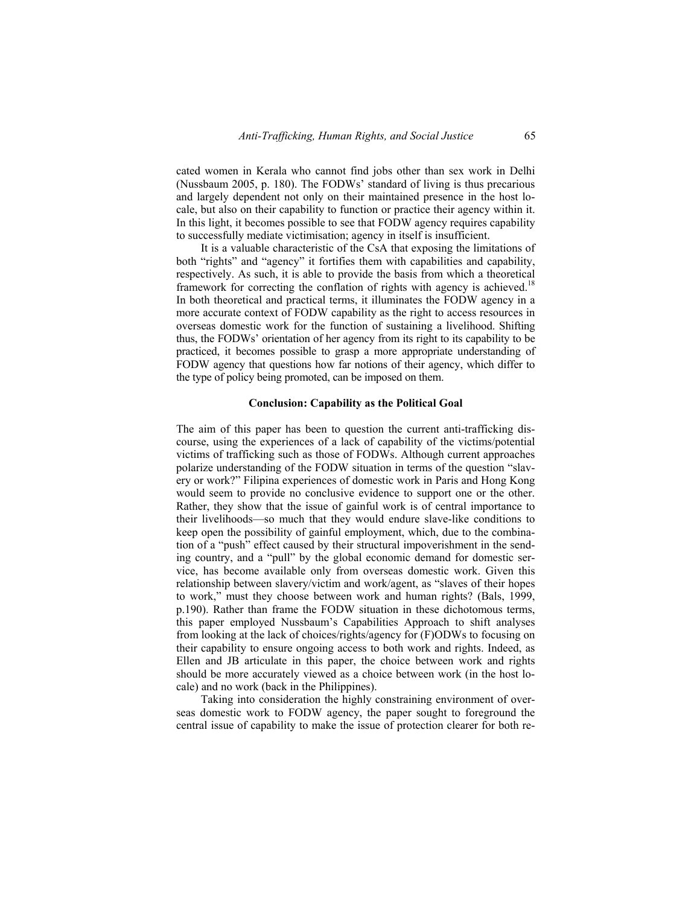cated women in Kerala who cannot find jobs other than sex work in Delhi (Nussbaum 2005, p. 180). The FODWs' standard of living is thus precarious and largely dependent not only on their maintained presence in the host locale, but also on their capability to function or practice their agency within it. In this light, it becomes possible to see that FODW agency requires capability to successfully mediate victimisation; agency in itself is insufficient.

It is a valuable characteristic of the CsA that exposing the limitations of both "rights" and "agency" it fortifies them with capabilities and capability, respectively. As such, it is able to provide the basis from which a theoretical framework for correcting the conflation of rights with agency is achieved.[18] In both theoretical and practical terms, it illuminates the FODW agency in a more accurate context of FODW capability as the right to access resources in overseas domestic work for the function of sustaining a livelihood. Shifting thus, the FODWs' orientation of her agency from its right to its capability to be practiced, it becomes possible to grasp a more appropriate understanding of FODW agency that questions how far notions of their agency, which differ to the type of policy being promoted, can be imposed on them.

## Conclusion: Capability as the Political Goal

The aim of this paper has been to question the current anti-trafficking discourse, using the experiences of a lack of capability of the victims/potential victims of trafficking such as those of FODWs. Although current approaches polarize understanding of the FODW situation in terms of the question "slavery or work?" Filipina experiences of domestic work in Paris and Hong Kong would seem to provide no conclusive evidence to support one or the other. Rather, they show that the issue of gainful work is of central importance to their livelihoods—so much that they would endure slave-like conditions to keep open the possibility of gainful employment, which, due to the combination of a "push" effect caused by their structural impoverishment in the sending country, and a "pull" by the global economic demand for domestic service, has become available only from overseas domestic work. Given this relationship between slavery/victim and work/agent, as "slaves of their hopes to work," must they choose between work and human rights? (Bals, 1999, p.190). Rather than frame the FODW situation in these dichotomous terms, this paper employed Nussbaum's Capabilities Approach to shift analyses from looking at the lack of choices/rights/agency for (F)ODWs to focusing on their capability to ensure ongoing access to both work and rights. Indeed, as Ellen and JB articulate in this paper, the choice between work and rights should be more accurately viewed as a choice between work (in the host locale) and no work (back in the Philippines).

Taking into consideration the highly constraining environment of overseas domestic work to FODW agency, the paper sought to foreground the central issue of capability to make the issue of protection clearer for both re-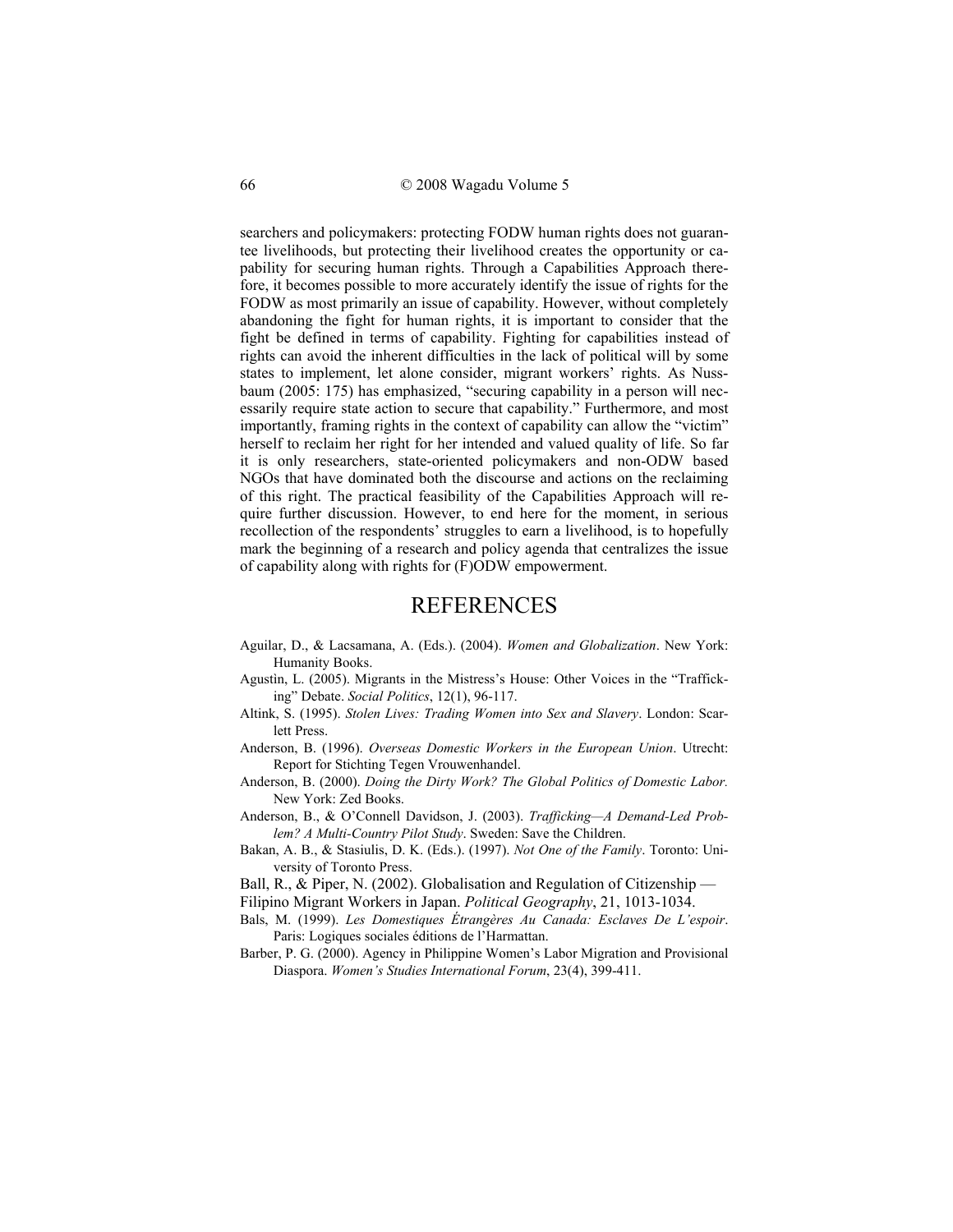searchers and policymakers: protecting FODW human rights does not guarantee livelihoods, but protecting their livelihood creates the opportunity or capability for securing human rights. Through a Capabilities Approach therefore, it becomes possible to more accurately identify the issue of rights for the FODW as most primarily an issue of capability. However, without completely abandoning the fight for human rights, it is important to consider that the fight be defined in terms of capability. Fighting for capabilities instead of rights can avoid the inherent difficulties in the lack of political will by some states to implement, let alone consider, migrant workers' rights. As Nussbaum (2005: 175) has emphasized, "securing capability in a person will necessarily require state action to secure that capability." Furthermore, and most importantly, framing rights in the context of capability can allow the "victim" herself to reclaim her right for her intended and valued quality of life. So far it is only researchers, state-oriented policymakers and non-ODW based NGOs that have dominated both the discourse and actions on the reclaiming of this right. The practical feasibility of the Capabilities Approach will require further discussion. However, to end here for the moment, in serious recollection of the respondents' struggles to earn a livelihood, is to hopefully mark the beginning of a research and policy agenda that centralizes the issue of capability along with rights for (F)ODW empowerment.

# REFERENCES

Aguilar, D., & Lacsamana, A. (Eds.). (2004). *Women and Globalization*. New York: Humanity Books.

Agustin, L. (2005). Migrants in the Mistress's House: Other Voices in the "Trafficking" Debate. *Social Politics*, 12(1), 96-117.

Altink, S. (1995). *Stolen Lives: Trading Women into Sex and Slavery*. London: Scarlett Press.

Anderson, B. (1996). *Overseas Domestic Workers in the European Union*. Utrecht: Report for Stichting Tegen Vrouwenhandel.

Anderson, B. (2000). *Doing the Dirty Work? The Global Politics of Domestic Labor.* New York: Zed Books.

Anderson, B., & O'Connell Davidson, J. (2003). *Trafficking—A Demand-Led Problem? A Multi-Country Pilot Study*. Sweden: Save the Children.

Bakan, A. B., & Stasiulis, D. K. (Eds.). (1997). *Not One of the Family*. Toronto: University of Toronto Press.

Ball, R., & Piper, N. (2002). Globalisation and Regulation of Citizenship — Filipino Migrant Workers in Japan. *Political Geography*, 21, 1013-1034.

Bals, M. (1999). *Les Domestiques Étrangères Au Canada: Esclaves De L'espoir*. Paris: Logiques sociales éditions de l'Harmattan.

Barber, P. G. (2000). Agency in Philippine Women's Labor Migration and Provisional Diaspora. *Women's Studies International Forum*, 23(4), 399-411.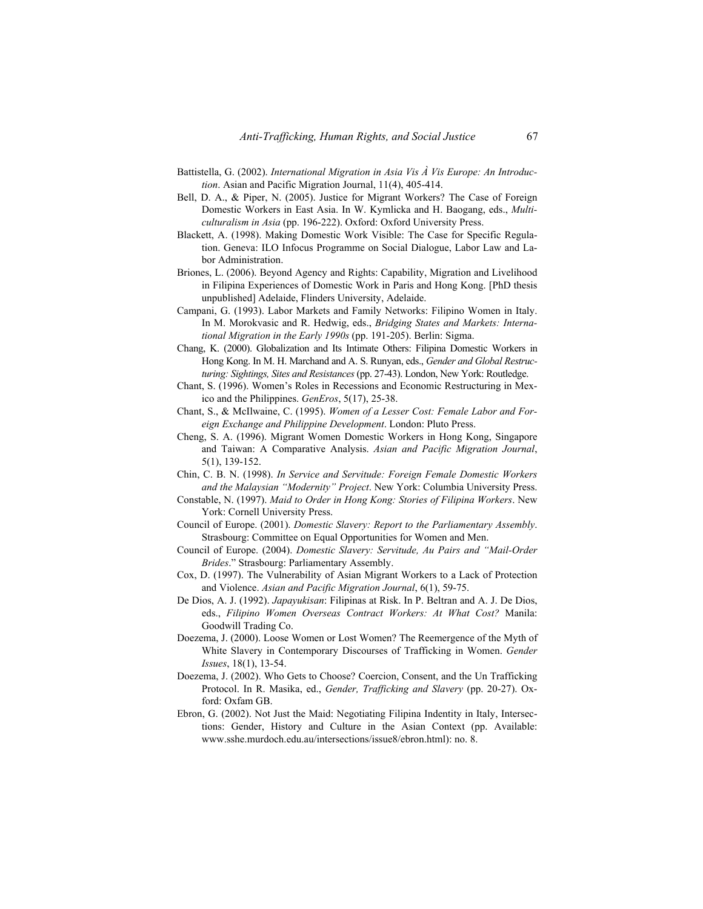Battistella, G. (2002). *International Migration in Asia Vis À Vis Europe: An Introduction*. Asian and Pacific Migration Journal, 11(4), 405-414.

Bell, D. A., & Piper, N. (2005). Justice for Migrant Workers? The Case of Foreign Domestic Workers in East Asia. In W. Kymlicka and H. Baogang, eds., *Multiculturalism in Asia* (pp. 196-222). Oxford: Oxford University Press.

Blackett, A. (1998). Making Domestic Work Visible: The Case for Specific Regulation. Geneva: ILO Infocus Programme on Social Dialogue, Labor Law and Labor Administration.

Briones, L. (2006). Beyond Agency and Rights: Capability, Migration and Livelihood in Filipina Experiences of Domestic Work in Paris and Hong Kong. [PhD thesis unpublished] Adelaide, Flinders University, Adelaide.

Campani, G. (1993). Labor Markets and Family Networks: Filipino Women in Italy. In M. Morokvasic and R. Hedwig, eds., *Bridging States and Markets: International Migration in the Early 1990s* (pp. 191-205). Berlin: Sigma.

Chang, K. (2000). Globalization and Its Intimate Others: Filipina Domestic Workers in Hong Kong. In M. H. Marchand and A. S. Runyan, eds., *Gender and Global Restructuring: Sightings, Sites and Resistances* (pp. 27-43). London, New York: Routledge.

Chant, S. (1996). Women's Roles in Recessions and Economic Restructuring in Mexico and the Philippines. *GenEros*, 5(17), 25-38.

Chant, S., & McIlwaine, C. (1995). *Women of a Lesser Cost: Female Labor and Foreign Exchange and Philippine Development*. London: Pluto Press.

Cheng, S. A. (1996). Migrant Women Domestic Workers in Hong Kong, Singapore and Taiwan: A Comparative Analysis. *Asian and Pacific Migration Journal*, 5(1), 139-152.

Chin, C. B. N. (1998). *In Service and Servitude: Foreign Female Domestic Workers and the Malaysian "Modernity" Project*. New York: Columbia University Press.

Constable, N. (1997). *Maid to Order in Hong Kong: Stories of Filipina Workers*. New York: Cornell University Press.

Council of Europe. (2001). *Domestic Slavery: Report to the Parliamentary Assembly*. Strasbourg: Committee on Equal Opportunities for Women and Men.

Council of Europe. (2004). *Domestic Slavery: Servitude, Au Pairs and "Mail-Order Brides*." Strasbourg: Parliamentary Assembly.

Cox, D. (1997). The Vulnerability of Asian Migrant Workers to a Lack of Protection and Violence. *Asian and Pacific Migration Journal*, 6(1), 59-75.

De Dios, A. J. (1992). *Japayukisan*: Filipinas at Risk. In P. Beltran and A. J. De Dios, eds., *Filipino Women Overseas Contract Workers: At What Cost?* Manila: Goodwill Trading Co.

Doezema, J. (2000). Loose Women or Lost Women? The Reemergence of the Myth of White Slavery in Contemporary Discourses of Trafficking in Women. *Gender Issues*, 18(1), 13-54.

Doezema, J. (2002). Who Gets to Choose? Coercion, Consent, and the Un Trafficking Protocol. In R. Masika, ed., *Gender, Trafficking and Slavery* (pp. 20-27). Oxford: Oxfam GB.

Ebron, G. (2002). Not Just the Maid: Negotiating Filipina Indentity in Italy, Intersections: Gender, History and Culture in the Asian Context (pp. Available: www.sshe.murdoch.edu.au/intersections/issue8/ebron.html): no. 8.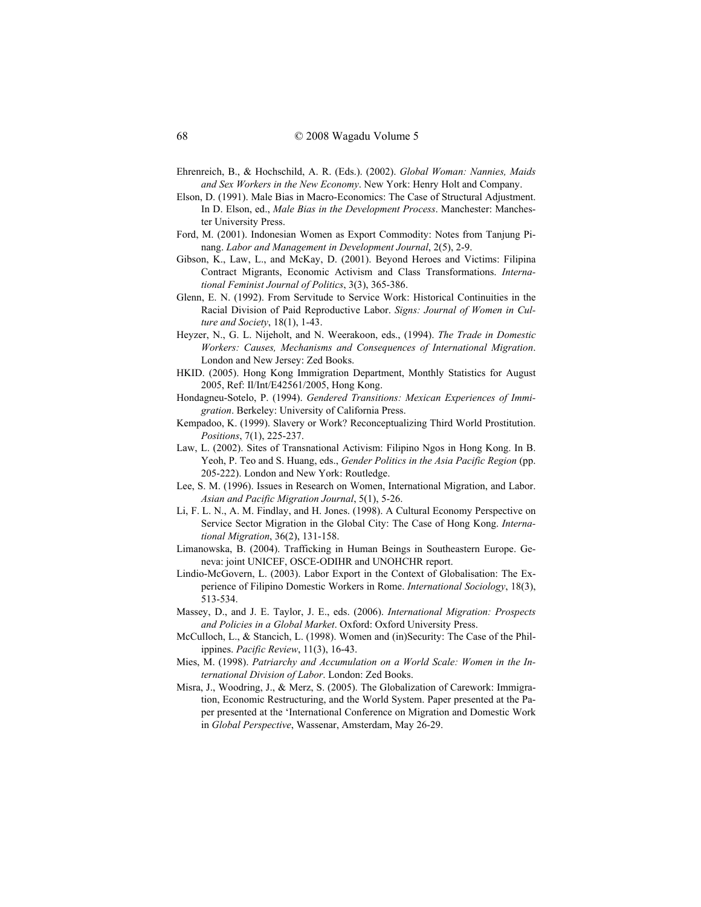Ehrenreich, B., & Hochschild, A. R. (Eds.). (2002). *Global Woman: Nannies, Maids and Sex Workers in the New Economy*. New York: Henry Holt and Company.

Elson, D. (1991). Male Bias in Macro-Economics: The Case of Structural Adjustment. In D. Elson, ed., *Male Bias in the Development Process*. Manchester: Manchester University Press.

Ford, M. (2001). Indonesian Women as Export Commodity: Notes from Tanjung Pinang. *Labor and Management in Development Journal*, 2(5), 2-9.

Gibson, K., Law, L., and McKay, D. (2001). Beyond Heroes and Victims: Filipina Contract Migrants, Economic Activism and Class Transformations. *International Feminist Journal of Politics*, 3(3), 365-386.

Glenn, E. N. (1992). From Servitude to Service Work: Historical Continuities in the Racial Division of Paid Reproductive Labor. *Signs: Journal of Women in Culture and Society*, 18(1), 1-43.

Heyzer, N., G. L. Nijeholt, and N. Weerakoon, eds., (1994). *The Trade in Domestic Workers: Causes, Mechanisms and Consequences of International Migration*. London and New Jersey: Zed Books.

HKID. (2005). Hong Kong Immigration Department, Monthly Statistics for August 2005, Ref: Il/Int/E42561/2005, Hong Kong.

Hondagneu-Sotelo, P. (1994). *Gendered Transitions: Mexican Experiences of Immigration*. Berkeley: University of California Press.

Kempadoo, K. (1999). Slavery or Work? Reconceptualizing Third World Prostitution. *Positions*, 7(1), 225-237.

Law, L. (2002). Sites of Transnational Activism: Filipino Ngos in Hong Kong. In B. Yeoh, P. Teo and S. Huang, eds., *Gender Politics in the Asia Pacific Region* (pp. 205-222). London and New York: Routledge.

Lee, S. M. (1996). Issues in Research on Women, International Migration, and Labor. *Asian and Pacific Migration Journal*, 5(1), 5-26.

Li, F. L. N., A. M. Findlay, and H. Jones. (1998). A Cultural Economy Perspective on Service Sector Migration in the Global City: The Case of Hong Kong. *International Migration*, 36(2), 131-158.

Limanowska, B. (2004). Trafficking in Human Beings in Southeastern Europe. Geneva: joint UNICEF, OSCE-ODIHR and UNOHCHR report.

Lindio-McGovern, L. (2003). Labor Export in the Context of Globalisation: The Experience of Filipino Domestic Workers in Rome. *International Sociology*, 18(3), 513-534.

Massey, D., and J. E. Taylor, J. E., eds. (2006). *International Migration: Prospects and Policies in a Global Market*. Oxford: Oxford University Press.

McCulloch, L., & Stancich, L. (1998). Women and (in)Security: The Case of the Philippines. *Pacific Review*, 11(3), 16-43.

Mies, M. (1998). *Patriarchy and Accumulation on a World Scale: Women in the International Division of Labor*. London: Zed Books.

Misra, J., Woodring, J., & Merz, S. (2005). The Globalization of Carework: Immigration, Economic Restructuring, and the World System. Paper presented at the Paper presented at the 'International Conference on Migration and Domestic Work in *Global Perspective*, Wassenar, Amsterdam, May 26-29.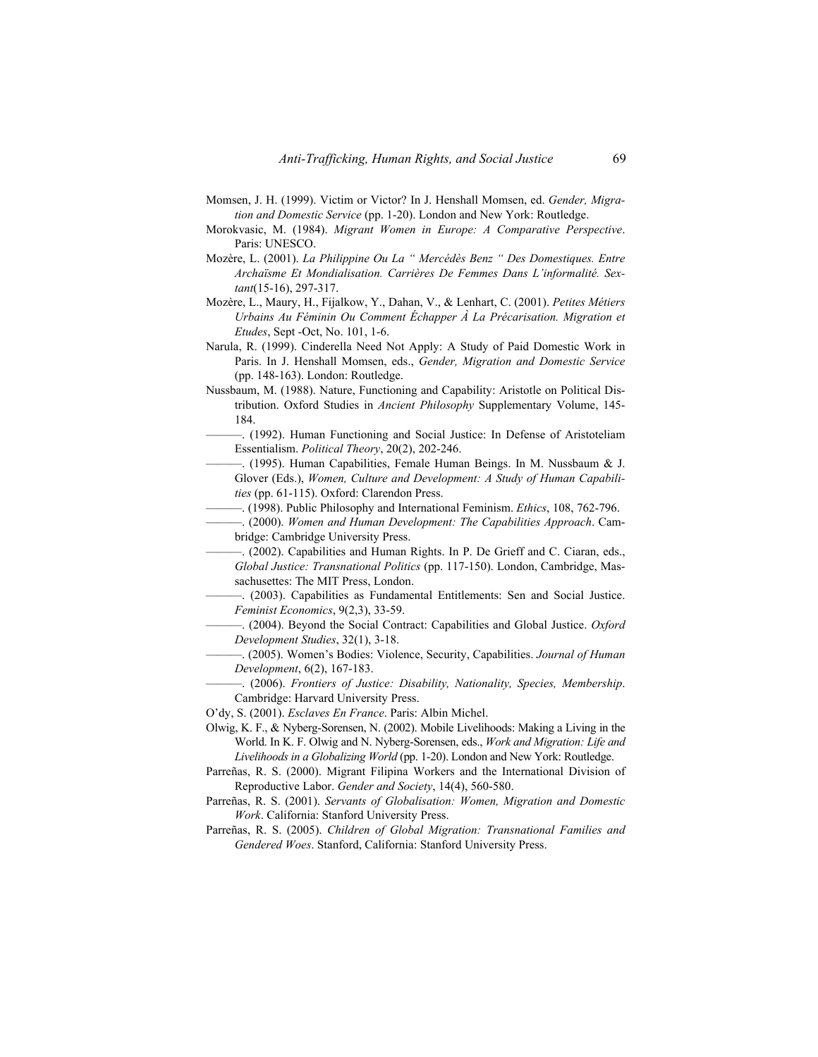Momsen, J. H. (1999). Victim or Victor? In J. Henshall Momsen, ed. *Gender, Migration and Domestic Service* (pp. 1-20). London and New York: Routledge.

Morokvasic, M. (1984). *Migrant Women in Europe: A Comparative Perspective*. Paris: UNESCO.

Mozère, L. (2001). *La Philippine Ou La " Mercédès Benz " Des Domestiques. Entre Archaïsme Et Mondialisation. Carrières De Femmes Dans L'informalité. Sextant*(15-16), 297-317.

Mozère, L., Maury, H., Fijalkow, Y., Dahan, V., & Lenhart, C. (2001). *Petites Métiers Urbains Au Féminin Ou Comment Échapper À La Précarisation. Migration et Etudes*, Sept -Oct, No. 101, 1-6.

Narula, R. (1999). Cinderella Need Not Apply: A Study of Paid Domestic Work in Paris. In J. Henshall Momsen, eds., *Gender, Migration and Domestic Service* (pp. 148-163). London: Routledge.

Nussbaum, M. (1988). Nature, Functioning and Capability: Aristotle on Political Distribution. Oxford Studies in *Ancient Philosophy* Supplementary Volume, 145-184.

———. (1992). Human Functioning and Social Justice: In Defense of Aristoteliam Essentialism. *Political Theory*, 20(2), 202-246.

———. (1995). Human Capabilities, Female Human Beings. In M. Nussbaum & J. Glover (Eds.), *Women, Culture and Development: A Study of Human Capabilities* (pp. 61-115). Oxford: Clarendon Press.

———. (1998). Public Philosophy and International Feminism. *Ethics*, 108, 762-796.

———. (2000). *Women and Human Development: The Capabilities Approach*. Cambridge: Cambridge University Press.

———. (2002). Capabilities and Human Rights. In P. De Grieff and C. Ciaran, eds., *Global Justice: Transnational Politics* (pp. 117-150). London, Cambridge, Massachusettes: The MIT Press, London.

———. (2003). Capabilities as Fundamental Entitlements: Sen and Social Justice. *Feminist Economics*, 9(2,3), 33-59.

———. (2004). Beyond the Social Contract: Capabilities and Global Justice. *Oxford Development Studies*, 32(1), 3-18.

———. (2005). Women's Bodies: Violence, Security, Capabilities. *Journal of Human Development*, 6(2), 167-183.

———. (2006). *Frontiers of Justice: Disability, Nationality, Species, Membership*. Cambridge: Harvard University Press.

O'dy, S. (2001). *Esclaves En France*. Paris: Albin Michel.

Olwig, K. F., & Nyberg-Sorensen, N. (2002). Mobile Livelihoods: Making a Living in the World. In K. F. Olwig and N. Nyberg-Sorensen, eds., *Work and Migration: Life and Livelihoods in a Globalizing World* (pp. 1-20). London and New York: Routledge.

Parreñas, R. S. (2000). Migrant Filipina Workers and the International Division of Reproductive Labor. *Gender and Society*, 14(4), 560-580.

Parreñas, R. S. (2001). *Servants of Globalisation: Women, Migration and Domestic Work*. California: Stanford University Press.

Parreñas, R. S. (2005). *Children of Global Migration: Transnational Families and Gendered Woes*. Stanford, California: Stanford University Press.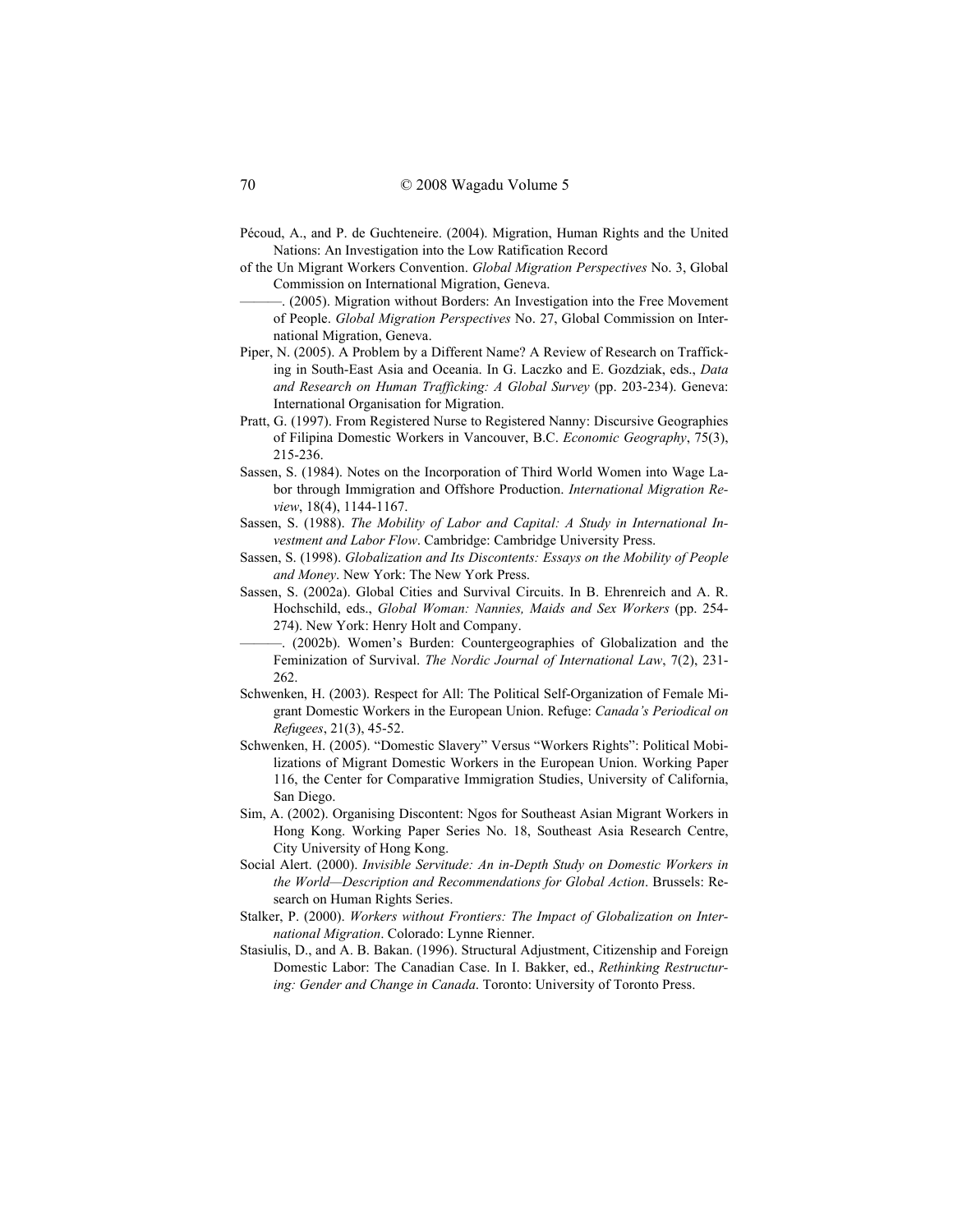Pécoud, A., and P. de Guchteneire. (2004). Migration, Human Rights and the United Nations: An Investigation into the Low Ratification Record of the Un Migrant Workers Convention. *Global Migration Perspectives* No. 3, Global Commission on International Migration, Geneva.

———. (2005). Migration without Borders: An Investigation into the Free Movement of People. *Global Migration Perspectives* No. 27, Global Commission on International Migration, Geneva.

Piper, N. (2005). A Problem by a Different Name? A Review of Research on Trafficking in South-East Asia and Oceania. In G. Laczko and E. Gozdziak, eds., *Data and Research on Human Trafficking: A Global Survey* (pp. 203-234). Geneva: International Organisation for Migration.

Pratt, G. (1997). From Registered Nurse to Registered Nanny: Discursive Geographies of Filipina Domestic Workers in Vancouver, B.C. *Economic Geography*, 75(3), 215-236.

Sassen, S. (1984). Notes on the Incorporation of Third World Women into Wage Labor through Immigration and Offshore Production. *International Migration Review*, 18(4), 1144-1167.

Sassen, S. (1988). *The Mobility of Labor and Capital: A Study in International Investment and Labor Flow*. Cambridge: Cambridge University Press.

Sassen, S. (1998). *Globalization and Its Discontents: Essays on the Mobility of People and Money*. New York: The New York Press.

Sassen, S. (2002a). Global Cities and Survival Circuits. In B. Ehrenreich and A. R. Hochschild, eds., *Global Woman: Nannies, Maids and Sex Workers* (pp. 254-274). New York: Henry Holt and Company.

———. (2002b). Women's Burden: Countergeographies of Globalization and the Feminization of Survival. *The Nordic Journal of International Law*, 7(2), 231-262.

Schwenken, H. (2003). Respect for All: The Political Self-Organization of Female Migrant Domestic Workers in the European Union. Refuge: *Canada's Periodical on Refugees*, 21(3), 45-52.

Schwenken, H. (2005). "Domestic Slavery" Versus "Workers Rights": Political Mobilizations of Migrant Domestic Workers in the European Union. Working Paper 116, the Center for Comparative Immigration Studies, University of California, San Diego.

Sim, A. (2002). Organising Discontent: Ngos for Southeast Asian Migrant Workers in Hong Kong. Working Paper Series No. 18, Southeast Asia Research Centre, City University of Hong Kong.

Social Alert. (2000). *Invisible Servitude: An in-Depth Study on Domestic Workers in the World—Description and Recommendations for Global Action*. Brussels: Research on Human Rights Series.

Stalker, P. (2000). *Workers without Frontiers: The Impact of Globalization on International Migration*. Colorado: Lynne Rienner.

Stasiulis, D., and A. B. Bakan. (1996). Structural Adjustment, Citizenship and Foreign Domestic Labor: The Canadian Case. In I. Bakker, ed., *Rethinking Restructuring: Gender and Change in Canada*. Toronto: University of Toronto Press.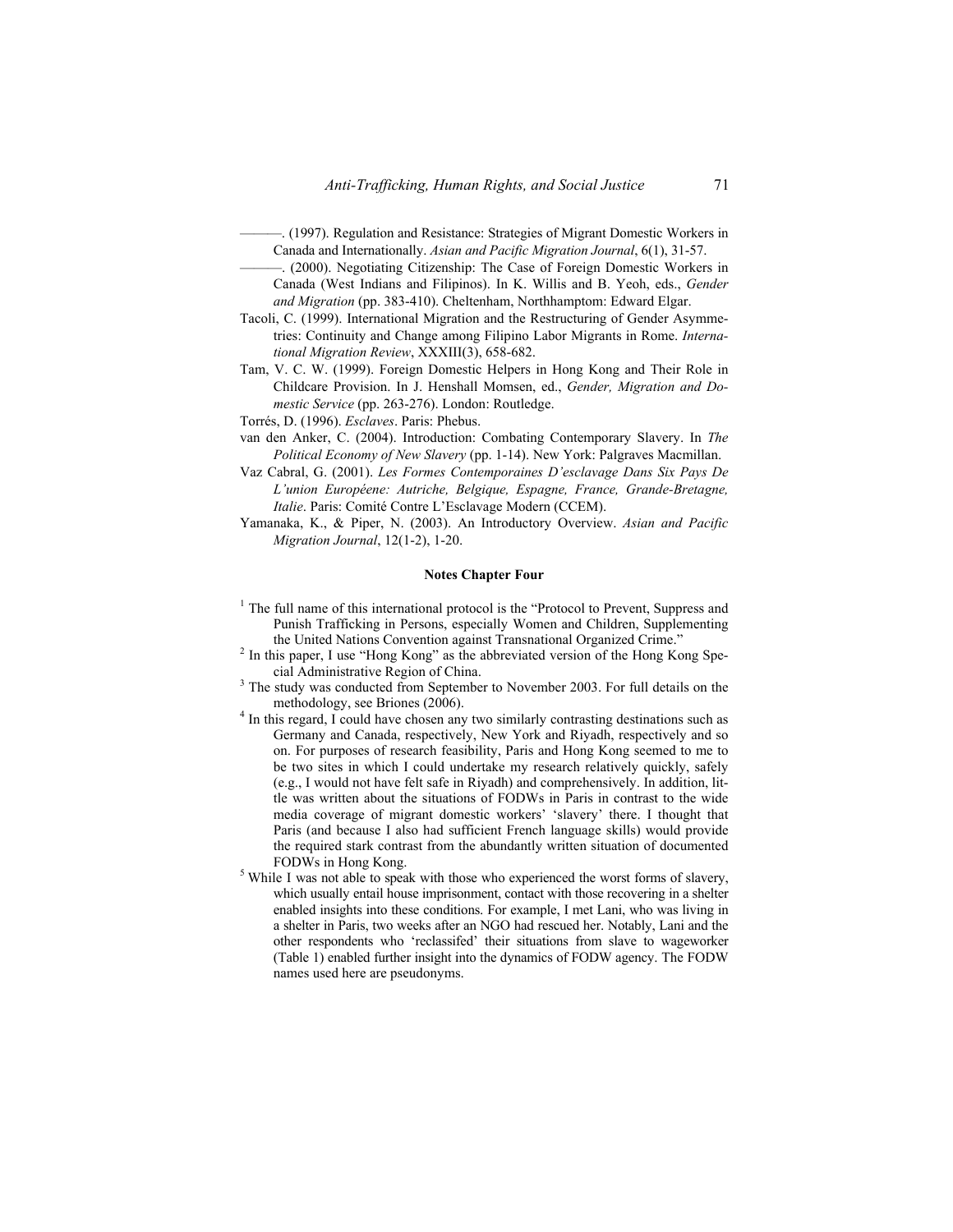———. (1997). Regulation and Resistance: Strategies of Migrant Domestic Workers in Canada and Internationally. *Asian and Pacific Migration Journal*, 6(1), 31-57.

———. (2000). Negotiating Citizenship: The Case of Foreign Domestic Workers in Canada (West Indians and Filipinos). In K. Willis and B. Yeoh, eds., *Gender and Migration* (pp. 383-410). Cheltenham, Northhamptom: Edward Elgar.

Tacoli, C. (1999). International Migration and the Restructuring of Gender Asymmetries: Continuity and Change among Filipino Labor Migrants in Rome. *International Migration Review*, XXXIII(3), 658-682.

Tam, V. C. W. (1999). Foreign Domestic Helpers in Hong Kong and Their Role in Childcare Provision. In J. Henshall Momsen, ed., *Gender, Migration and Domestic Service* (pp. 263-276). London: Routledge.

Torrés, D. (1996). *Esclaves*. Paris: Phebus.

van den Anker, C. (2004). Introduction: Combating Contemporary Slavery. In *The Political Economy of New Slavery* (pp. 1-14). New York: Palgraves Macmillan.

Vaz Cabral, G. (2001). *Les Formes Contemporaines D'esclavage Dans Six Pays De L'union Européene: Autriche, Belgique, Espagne, France, Grande-Bretagne, Italie*. Paris: Comité Contre L'Esclavage Modern (CCEM).

Yamanaka, K., & Piper, N. (2003). An Introductory Overview. *Asian and Pacific Migration Journal*, 12(1-2), 1-20.

## Notes Chapter Four

[1] The full name of this international protocol is the "Protocol to Prevent, Suppress and Punish Trafficking in Persons, especially Women and Children, Supplementing the United Nations Convention against Transnational Organized Crime."

[2] In this paper, I use "Hong Kong" as the abbreviated version of the Hong Kong Special Administrative Region of China.

[3] The study was conducted from September to November 2003. For full details on the methodology, see Briones (2006).

[4] In this regard, I could have chosen any two similarly contrasting destinations such as Germany and Canada, respectively, New York and Riyadh, respectively and so on. For purposes of research feasibility, Paris and Hong Kong seemed to me to be two sites in which I could undertake my research relatively quickly, safely (e.g., I would not have felt safe in Riyadh) and comprehensively. In addition, little was written about the situations of FODWs in Paris in contrast to the wide media coverage of migrant domestic workers' 'slavery' there. I thought that Paris (and because I also had sufficient French language skills) would provide the required stark contrast from the abundantly written situation of documented FODWs in Hong Kong.

[5] While I was not able to speak with those who experienced the worst forms of slavery, which usually entail house imprisonment, contact with those recovering in a shelter enabled insights into these conditions. For example, I met Lani, who was living in a shelter in Paris, two weeks after an NGO had rescued her. Notably, Lani and the other respondents who 'reclassifed' their situations from slave to wageworker (Table 1) enabled further insight into the dynamics of FODW agency. The FODW names used here are pseudonyms.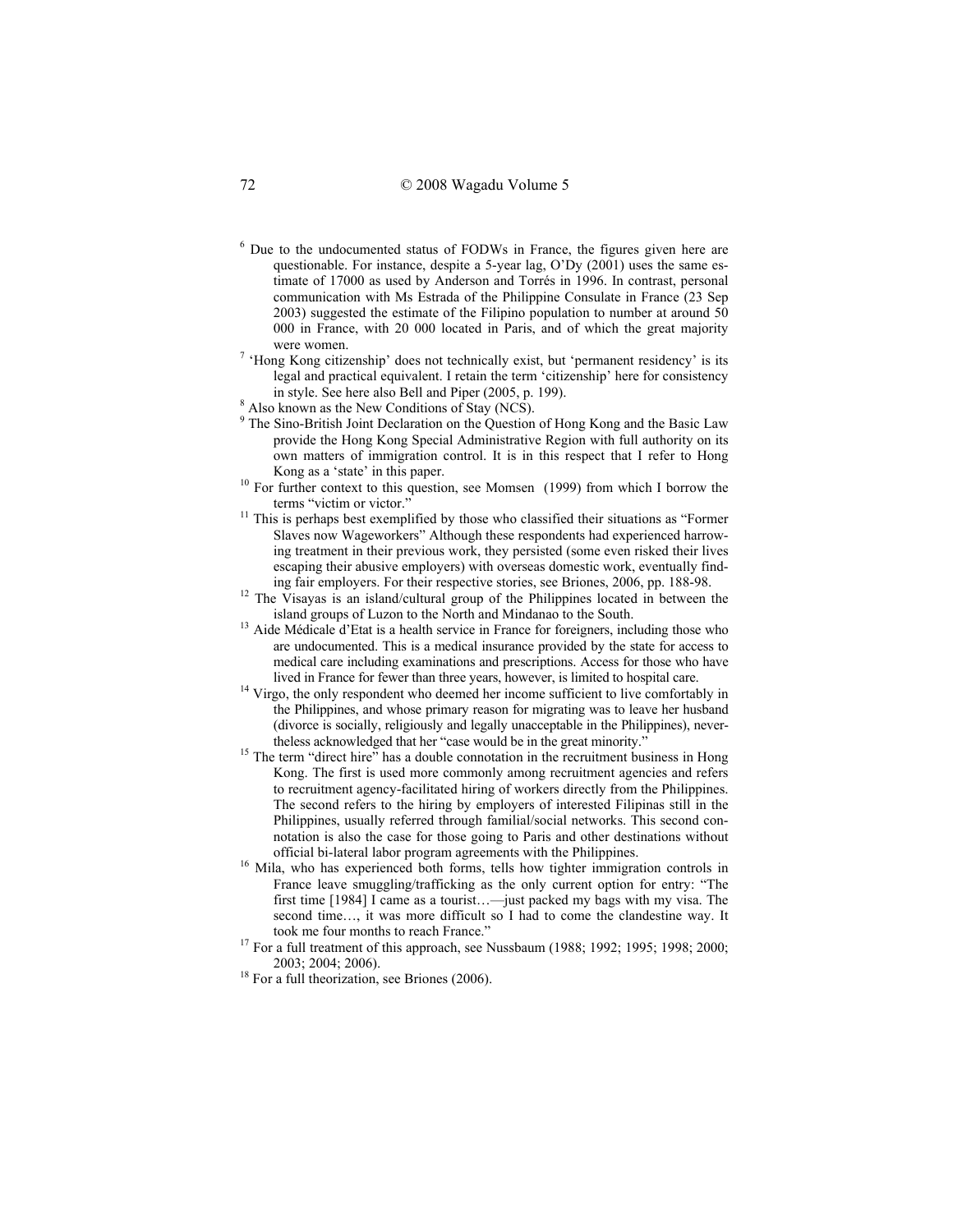[6] Due to the undocumented status of FODWs in France, the figures given here are questionable. For instance, despite a 5-year lag, O'Dy (2001) uses the same estimate of 17000 as used by Anderson and Torrés in 1996. In contrast, personal communication with Ms Estrada of the Philippine Consulate in France (23 Sep 2003) suggested the estimate of the Filipino population to number at around 50 000 in France, with 20 000 located in Paris, and of which the great majority were women.

[7] 'Hong Kong citizenship' does not technically exist, but 'permanent residency' is its legal and practical equivalent. I retain the term 'citizenship' here for consistency in style. See here also Bell and Piper (2005, p. 199).

[8] Also known as the New Conditions of Stay (NCS).

[9] The Sino-British Joint Declaration on the Question of Hong Kong and the Basic Law provide the Hong Kong Special Administrative Region with full authority on its own matters of immigration control. It is in this respect that I refer to Hong Kong as a 'state' in this paper.

[10] For further context to this question, see Momsen (1999) from which I borrow the terms "victim or victor."

[11] This is perhaps best exemplified by those who classified their situations as "Former Slaves now Wageworkers" Although these respondents had experienced harrowing treatment in their previous work, they persisted (some even risked their lives escaping their abusive employers) with overseas domestic work, eventually finding fair employers. For their respective stories, see Briones, 2006, pp. 188-98.

[12] The Visayas is an island/cultural group of the Philippines located in between the island groups of Luzon to the North and Mindanao to the South.

[13] Aide Médicale d'Etat is a health service in France for foreigners, including those who are undocumented. This is a medical insurance provided by the state for access to medical care including examinations and prescriptions. Access for those who have lived in France for fewer than three years, however, is limited to hospital care.

[14] Virgo, the only respondent who deemed her income sufficient to live comfortably in the Philippines, and whose primary reason for migrating was to leave her husband (divorce is socially, religiously and legally unacceptable in the Philippines), nevertheless acknowledged that her "case would be in the great minority."

[15] The term "direct hire" has a double connotation in the recruitment business in Hong Kong. The first is used more commonly among recruitment agencies and refers to recruitment agency-facilitated hiring of workers directly from the Philippines. The second refers to the hiring by employers of interested Filipinas still in the Philippines, usually referred through familial/social networks. This second connotation is also the case for those going to Paris and other destinations without official bi-lateral labor program agreements with the Philippines.

[16] Mila, who has experienced both forms, tells how tighter immigration controls in France leave smuggling/trafficking as the only current option for entry: "The first time [1984] I came as a tourist…—just packed my bags with my visa. The second time…, it was more difficult so I had to come the clandestine way. It took me four months to reach France."

[17] For a full treatment of this approach, see Nussbaum (1988; 1992; 1995; 1998; 2000; 2003; 2004; 2006).

[18] For a full theorization, see Briones (2006).